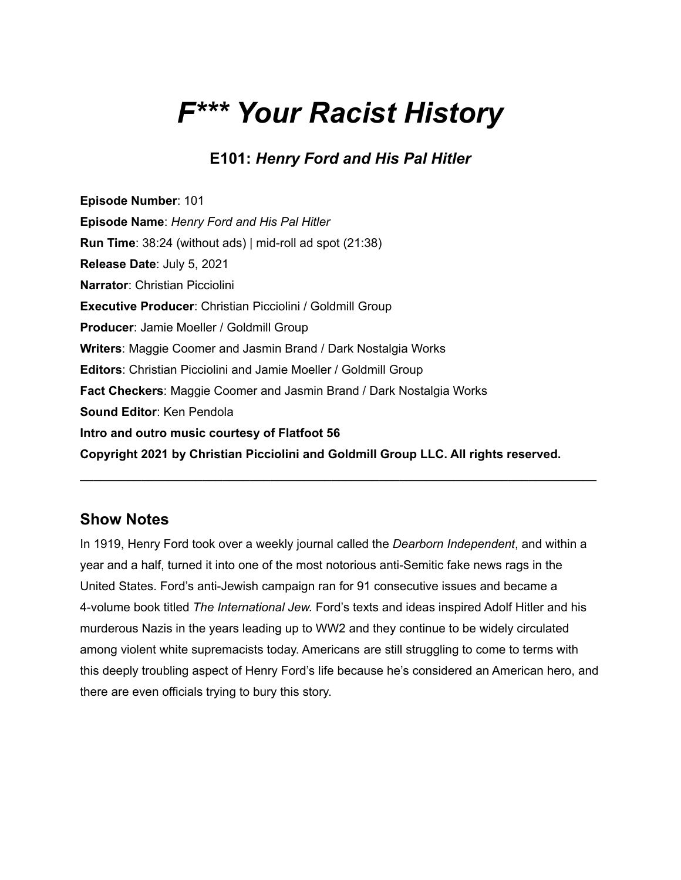# *F\*\*\* Your Racist History*

## E101: *Henry Ford and His Pal Hitler*

**Episode Number**: 101
**Episode Name**: *Henry Ford and His Pal Hitler*
**Run Time**: 38:24 (without ads) | mid-roll ad spot (21:38)
**Release Date**: July 5, 2021
**Narrator**: Christian Picciolini
**Executive Producer**: Christian Picciolini / Goldmill Group
**Producer**: Jamie Moeller / Goldmill Group
**Writers**: Maggie Coomer and Jasmin Brand / Dark Nostalgia Works
**Editors**: Christian Picciolini and Jamie Moeller / Goldmill Group
**Fact Checkers**: Maggie Coomer and Jasmin Brand / Dark Nostalgia Works
**Sound Editor**: Ken Pendola
**Intro and outro music courtesy of Flatfoot 56**
**Copyright 2021 by Christian Picciolini and Goldmill Group LLC. All rights reserved.**

---

## Show Notes

In 1919, Henry Ford took over a weekly journal called the *Dearborn Independent*, and within a year and a half, turned it into one of the most notorious anti-Semitic fake news rags in the United States. Ford's anti-Jewish campaign ran for 91 consecutive issues and became a 4-volume book titled *The International Jew*. Ford's texts and ideas inspired Adolf Hitler and his murderous Nazis in the years leading up to WW2 and they continue to be widely circulated among violent white supremacists today. Americans are still struggling to come to terms with this deeply troubling aspect of Henry Ford's life because he's considered an American hero, and there are even officials trying to bury this story.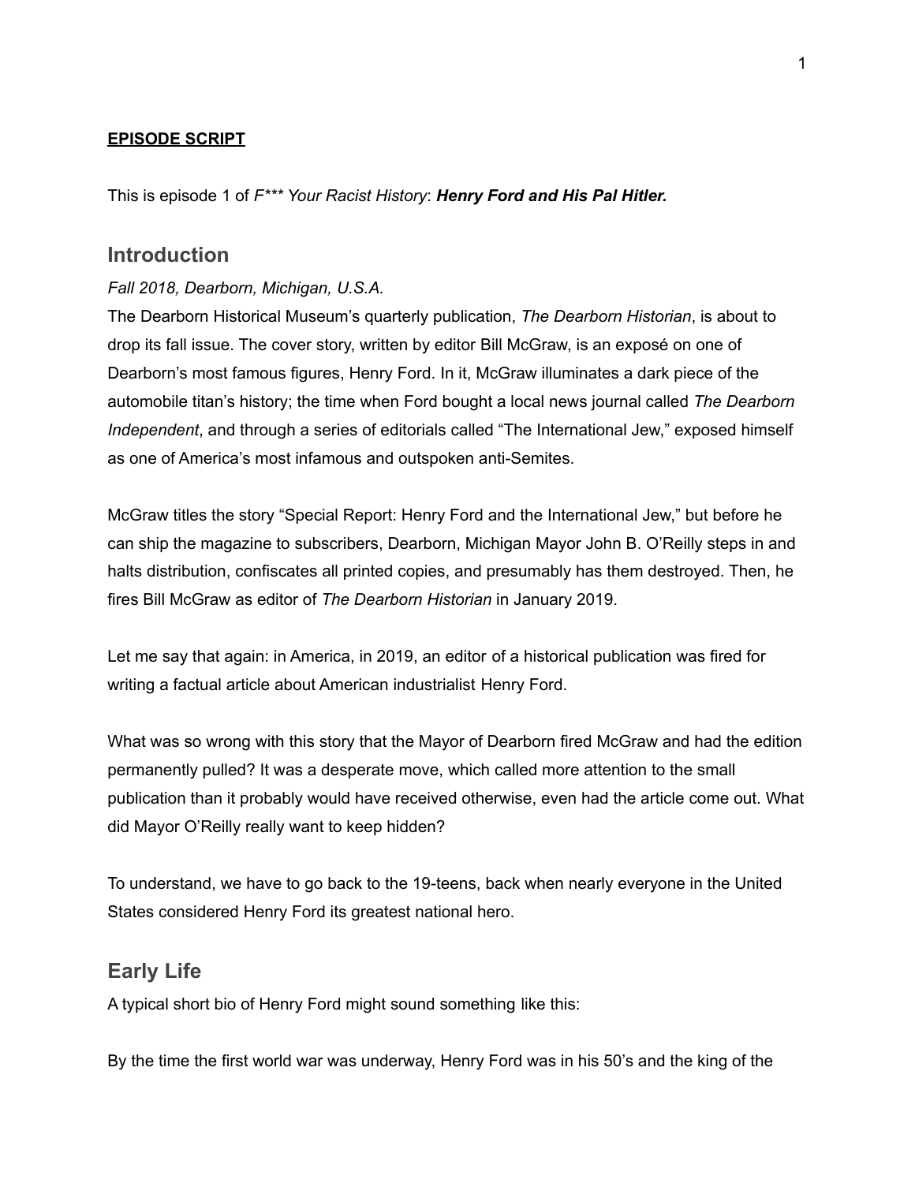**EPISODE SCRIPT**

This is episode 1 of *F*** Your Racist History*: ***Henry Ford and His Pal Hitler.***

## Introduction

*Fall 2018, Dearborn, Michigan, U.S.A.*

The Dearborn Historical Museum's quarterly publication, *The Dearborn Historian*, is about to drop its fall issue. The cover story, written by editor Bill McGraw, is an exposé on one of Dearborn's most famous figures, Henry Ford. In it, McGraw illuminates a dark piece of the automobile titan's history; the time when Ford bought a local news journal called *The Dearborn Independent*, and through a series of editorials called "The International Jew," exposed himself as one of America's most infamous and outspoken anti-Semites.

McGraw titles the story "Special Report: Henry Ford and the International Jew," but before he can ship the magazine to subscribers, Dearborn, Michigan Mayor John B. O'Reilly steps in and halts distribution, confiscates all printed copies, and presumably has them destroyed. Then, he fires Bill McGraw as editor of *The Dearborn Historian* in January 2019.

Let me say that again: in America, in 2019, an editor of a historical publication was fired for writing a factual article about American industrialist Henry Ford.

What was so wrong with this story that the Mayor of Dearborn fired McGraw and had the edition permanently pulled? It was a desperate move, which called more attention to the small publication than it probably would have received otherwise, even had the article come out. What did Mayor O'Reilly really want to keep hidden?

To understand, we have to go back to the 19-teens, back when nearly everyone in the United States considered Henry Ford its greatest national hero.

## Early Life

A typical short bio of Henry Ford might sound something like this:

By the time the first world war was underway, Henry Ford was in his 50's and the king of the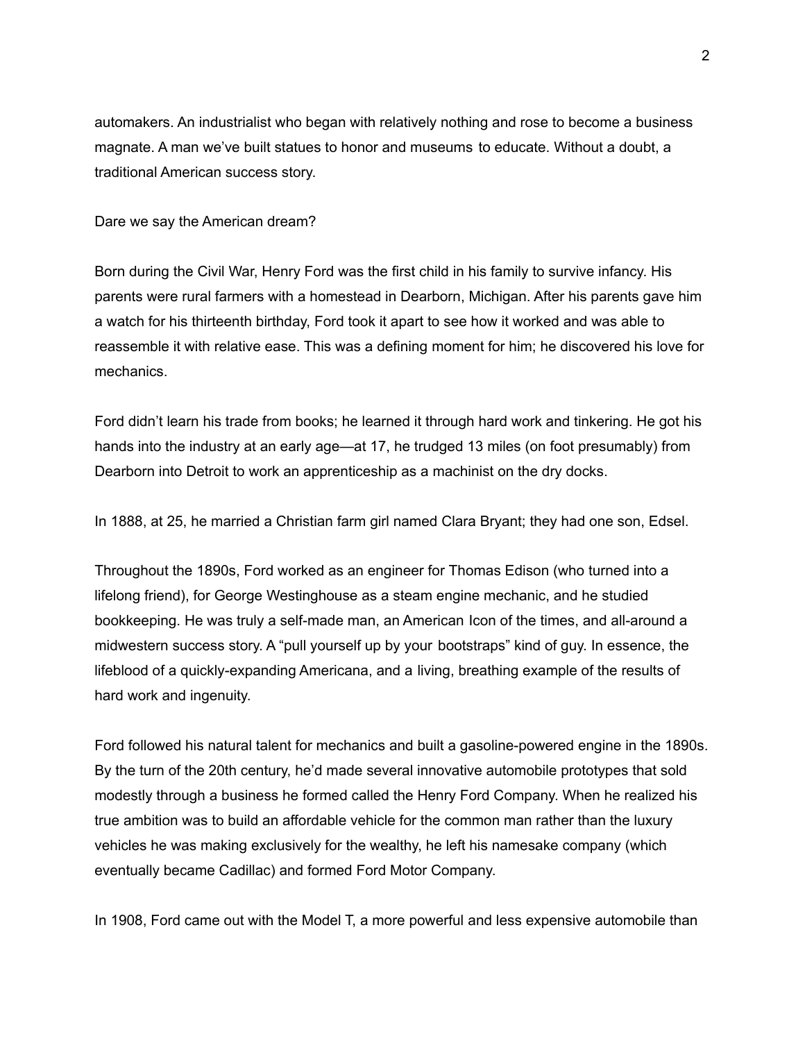automakers. An industrialist who began with relatively nothing and rose to become a business magnate. A man we've built statues to honor and museums to educate. Without a doubt, a traditional American success story.

Dare we say the American dream?

Born during the Civil War, Henry Ford was the first child in his family to survive infancy. His parents were rural farmers with a homestead in Dearborn, Michigan. After his parents gave him a watch for his thirteenth birthday, Ford took it apart to see how it worked and was able to reassemble it with relative ease. This was a defining moment for him; he discovered his love for mechanics.

Ford didn't learn his trade from books; he learned it through hard work and tinkering. He got his hands into the industry at an early age—at 17, he trudged 13 miles (on foot presumably) from Dearborn into Detroit to work an apprenticeship as a machinist on the dry docks.

In 1888, at 25, he married a Christian farm girl named Clara Bryant; they had one son, Edsel.

Throughout the 1890s, Ford worked as an engineer for Thomas Edison (who turned into a lifelong friend), for George Westinghouse as a steam engine mechanic, and he studied bookkeeping. He was truly a self-made man, an American Icon of the times, and all-around a midwestern success story. A "pull yourself up by your bootstraps" kind of guy. In essence, the lifeblood of a quickly-expanding Americana, and a living, breathing example of the results of hard work and ingenuity.

Ford followed his natural talent for mechanics and built a gasoline-powered engine in the 1890s. By the turn of the 20th century, he'd made several innovative automobile prototypes that sold modestly through a business he formed called the Henry Ford Company. When he realized his true ambition was to build an affordable vehicle for the common man rather than the luxury vehicles he was making exclusively for the wealthy, he left his namesake company (which eventually became Cadillac) and formed Ford Motor Company.

In 1908, Ford came out with the Model T, a more powerful and less expensive automobile than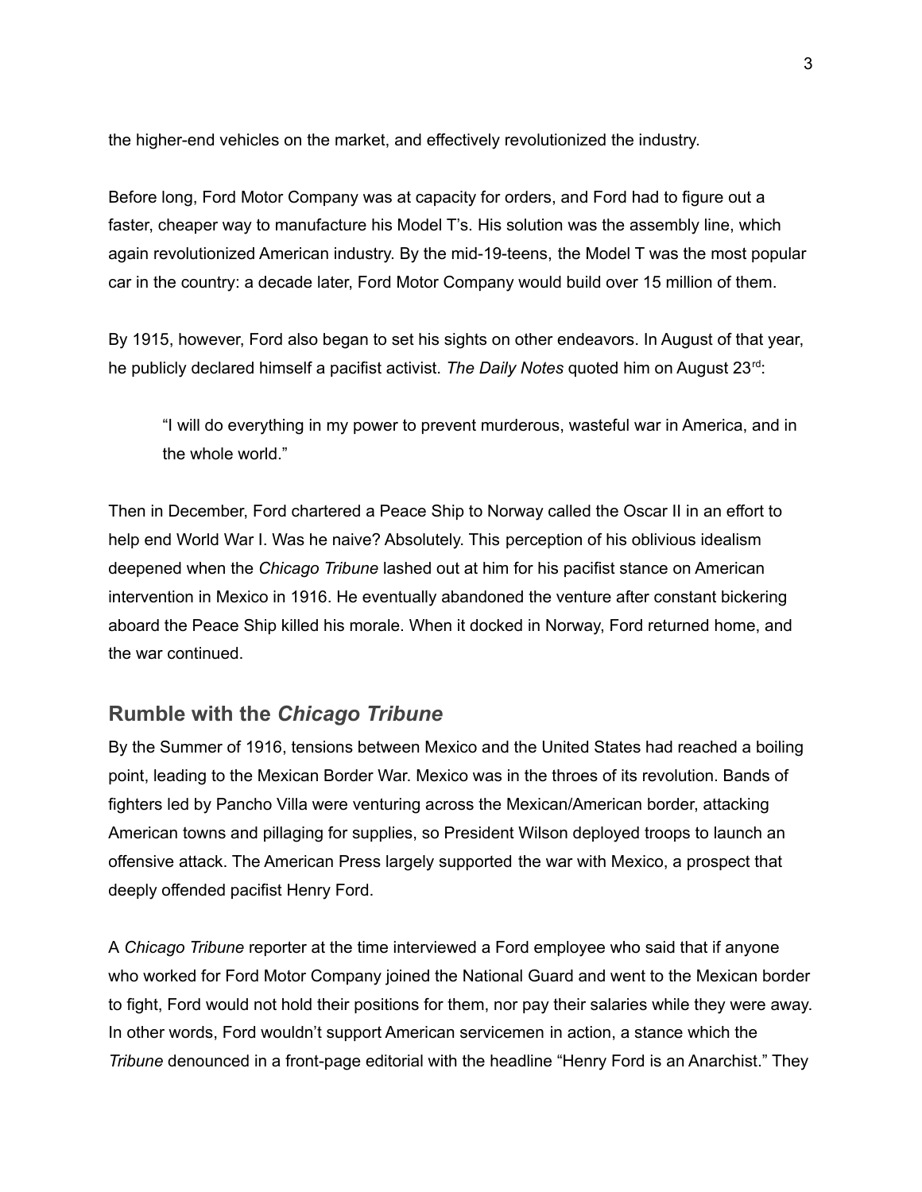the higher-end vehicles on the market, and effectively revolutionized the industry.

Before long, Ford Motor Company was at capacity for orders, and Ford had to figure out a faster, cheaper way to manufacture his Model T's. His solution was the assembly line, which again revolutionized American industry. By the mid-19-teens, the Model T was the most popular car in the country: a decade later, Ford Motor Company would build over 15 million of them.

By 1915, however, Ford also began to set his sights on other endeavors. In August of that year, he publicly declared himself a pacifist activist. *The Daily Notes* quoted him on August 23rd:

> "I will do everything in my power to prevent murderous, wasteful war in America, and in the whole world."

Then in December, Ford chartered a Peace Ship to Norway called the Oscar II in an effort to help end World War I. Was he naive? Absolutely. This perception of his oblivious idealism deepened when the *Chicago Tribune* lashed out at him for his pacifist stance on American intervention in Mexico in 1916. He eventually abandoned the venture after constant bickering aboard the Peace Ship killed his morale. When it docked in Norway, Ford returned home, and the war continued.

## Rumble with the *Chicago Tribune*

By the Summer of 1916, tensions between Mexico and the United States had reached a boiling point, leading to the Mexican Border War. Mexico was in the throes of its revolution. Bands of fighters led by Pancho Villa were venturing across the Mexican/American border, attacking American towns and pillaging for supplies, so President Wilson deployed troops to launch an offensive attack. The American Press largely supported the war with Mexico, a prospect that deeply offended pacifist Henry Ford.

A *Chicago Tribune* reporter at the time interviewed a Ford employee who said that if anyone who worked for Ford Motor Company joined the National Guard and went to the Mexican border to fight, Ford would not hold their positions for them, nor pay their salaries while they were away. In other words, Ford wouldn't support American servicemen in action, a stance which the *Tribune* denounced in a front-page editorial with the headline "Henry Ford is an Anarchist." They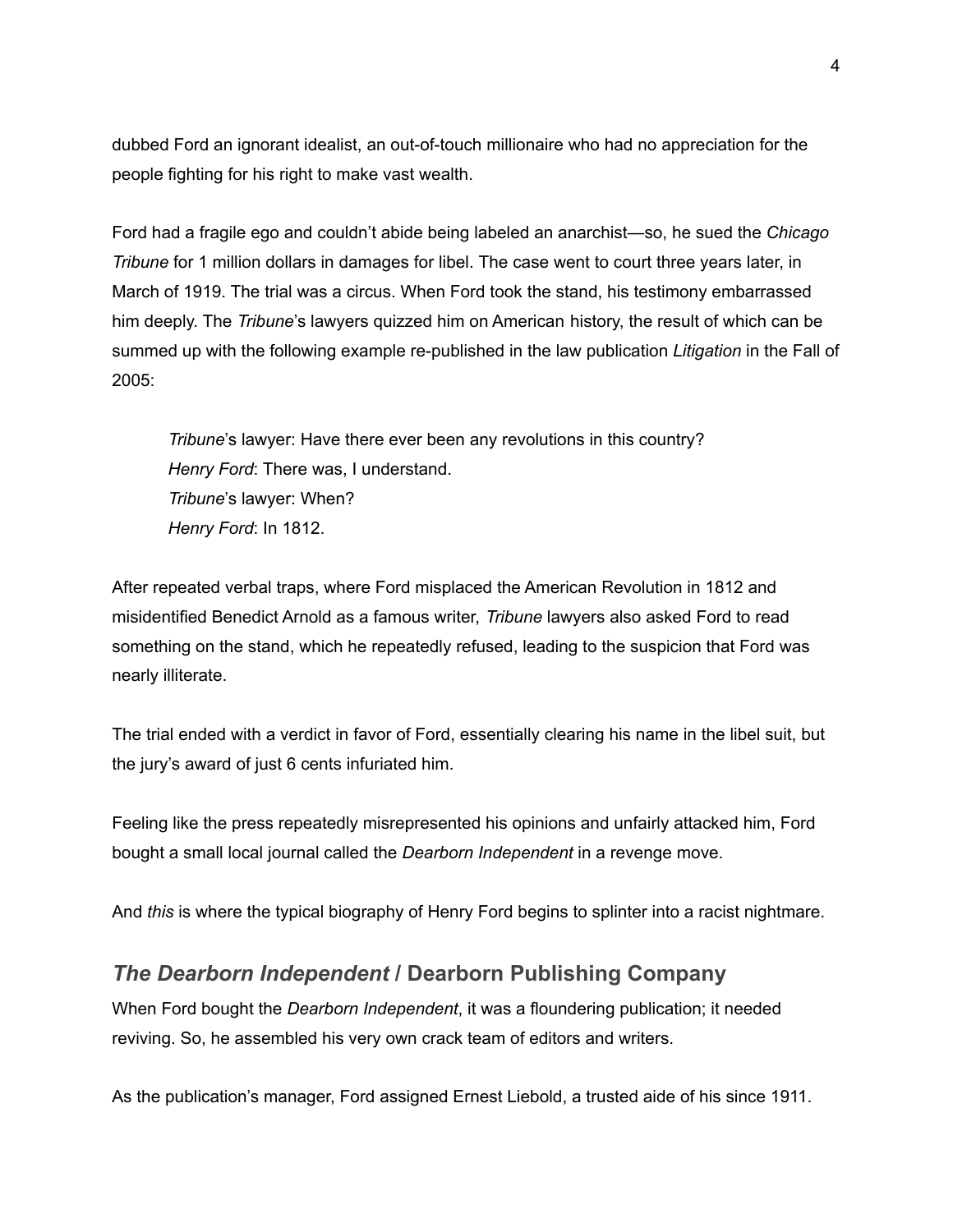dubbed Ford an ignorant idealist, an out-of-touch millionaire who had no appreciation for the people fighting for his right to make vast wealth.

Ford had a fragile ego and couldn't abide being labeled an anarchist—so, he sued the *Chicago Tribune* for 1 million dollars in damages for libel. The case went to court three years later, in March of 1919. The trial was a circus. When Ford took the stand, his testimony embarrassed him deeply. The *Tribune*'s lawyers quizzed him on American history, the result of which can be summed up with the following example re-published in the law publication *Litigation* in the Fall of 2005:

> *Tribune*'s lawyer: Have there ever been any revolutions in this country?
> *Henry Ford*: There was, I understand.
> *Tribune*'s lawyer: When?
> *Henry Ford*: In 1812.

After repeated verbal traps, where Ford misplaced the American Revolution in 1812 and misidentified Benedict Arnold as a famous writer, *Tribune* lawyers also asked Ford to read something on the stand, which he repeatedly refused, leading to the suspicion that Ford was nearly illiterate.

The trial ended with a verdict in favor of Ford, essentially clearing his name in the libel suit, but the jury's award of just 6 cents infuriated him.

Feeling like the press repeatedly misrepresented his opinions and unfairly attacked him, Ford bought a small local journal called the *Dearborn Independent* in a revenge move.

And *this* is where the typical biography of Henry Ford begins to splinter into a racist nightmare.

## *The Dearborn Independent* / Dearborn Publishing Company

When Ford bought the *Dearborn Independent*, it was a floundering publication; it needed reviving. So, he assembled his very own crack team of editors and writers.

As the publication's manager, Ford assigned Ernest Liebold, a trusted aide of his since 1911.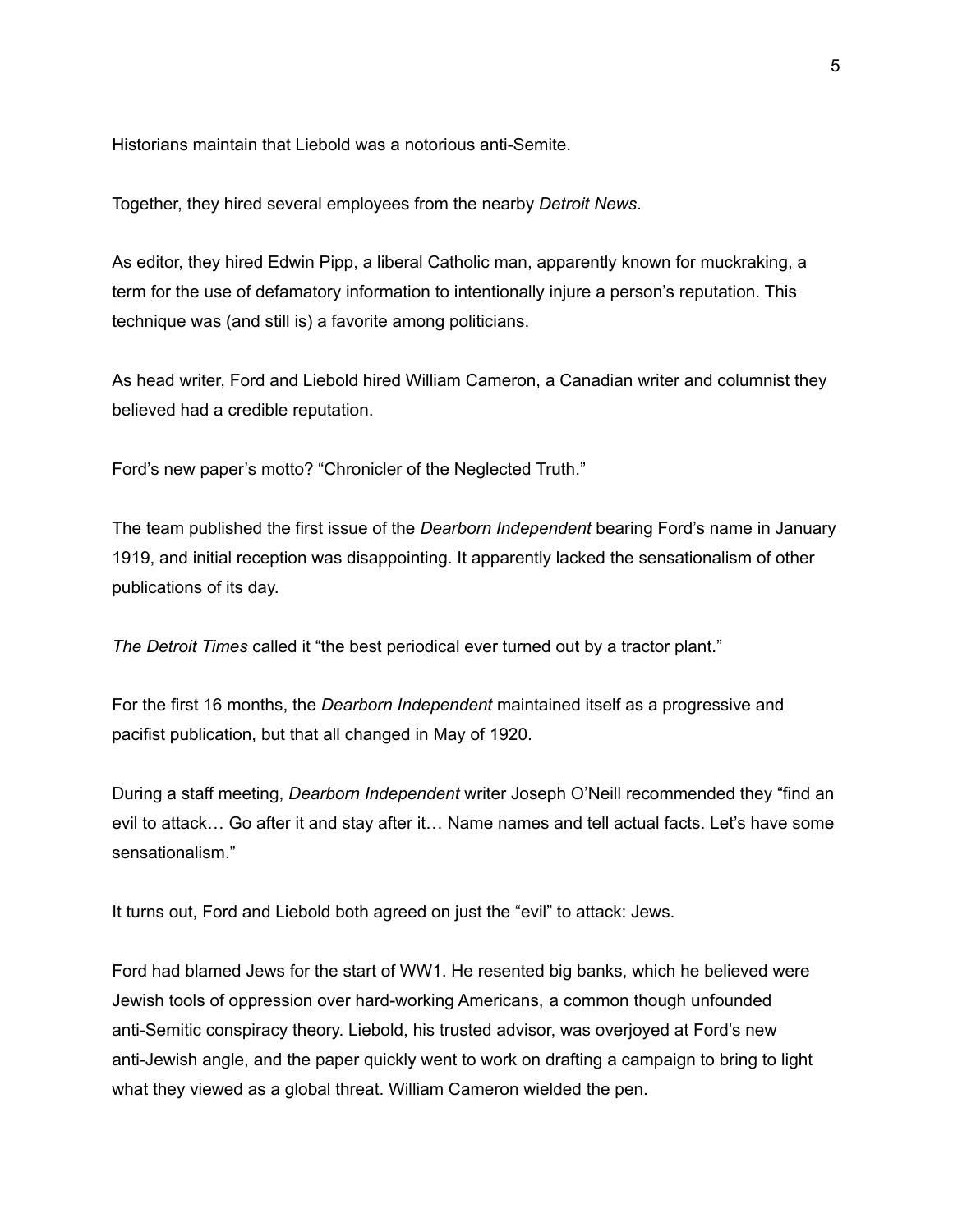Historians maintain that Liebold was a notorious anti-Semite.

Together, they hired several employees from the nearby *Detroit News*.

As editor, they hired Edwin Pipp, a liberal Catholic man, apparently known for muckraking, a term for the use of defamatory information to intentionally injure a person's reputation. This technique was (and still is) a favorite among politicians.

As head writer, Ford and Liebold hired William Cameron, a Canadian writer and columnist they believed had a credible reputation.

Ford's new paper's motto? "Chronicler of the Neglected Truth."

The team published the first issue of the *Dearborn Independent* bearing Ford's name in January 1919, and initial reception was disappointing. It apparently lacked the sensationalism of other publications of its day.

*The Detroit Times* called it "the best periodical ever turned out by a tractor plant."

For the first 16 months, the *Dearborn Independent* maintained itself as a progressive and pacifist publication, but that all changed in May of 1920.

During a staff meeting, *Dearborn Independent* writer Joseph O'Neill recommended they "find an evil to attack… Go after it and stay after it… Name names and tell actual facts. Let's have some sensationalism."

It turns out, Ford and Liebold both agreed on just the "evil" to attack: Jews.

Ford had blamed Jews for the start of WW1. He resented big banks, which he believed were Jewish tools of oppression over hard-working Americans, a common though unfounded anti-Semitic conspiracy theory. Liebold, his trusted advisor, was overjoyed at Ford's new anti-Jewish angle, and the paper quickly went to work on drafting a campaign to bring to light what they viewed as a global threat. William Cameron wielded the pen.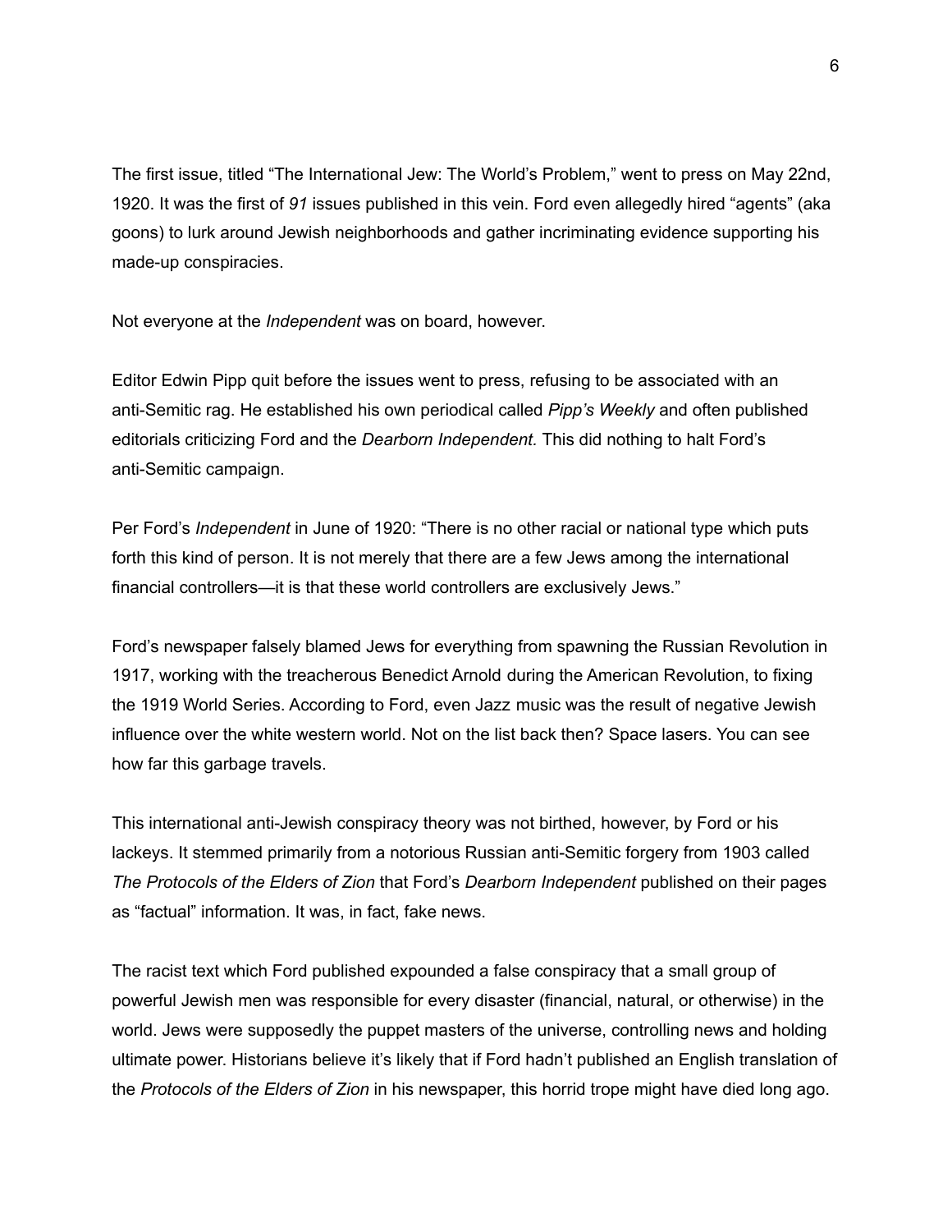The first issue, titled "The International Jew: The World's Problem," went to press on May 22nd, 1920. It was the first of *91* issues published in this vein. Ford even allegedly hired "agents" (aka goons) to lurk around Jewish neighborhoods and gather incriminating evidence supporting his made-up conspiracies.

Not everyone at the *Independent* was on board, however.

Editor Edwin Pipp quit before the issues went to press, refusing to be associated with an anti-Semitic rag. He established his own periodical called *Pipp's Weekly* and often published editorials criticizing Ford and the *Dearborn Independent.* This did nothing to halt Ford's anti-Semitic campaign.

Per Ford's *Independent* in June of 1920: "There is no other racial or national type which puts forth this kind of person. It is not merely that there are a few Jews among the international financial controllers—it is that these world controllers are exclusively Jews."

Ford's newspaper falsely blamed Jews for everything from spawning the Russian Revolution in 1917, working with the treacherous Benedict Arnold during the American Revolution, to fixing the 1919 World Series. According to Ford, even Jazz music was the result of negative Jewish influence over the white western world. Not on the list back then? Space lasers. You can see how far this garbage travels.

This international anti-Jewish conspiracy theory was not birthed, however, by Ford or his lackeys. It stemmed primarily from a notorious Russian anti-Semitic forgery from 1903 called *The Protocols of the Elders of Zion* that Ford's *Dearborn Independent* published on their pages as "factual" information. It was, in fact, fake news.

The racist text which Ford published expounded a false conspiracy that a small group of powerful Jewish men was responsible for every disaster (financial, natural, or otherwise) in the world. Jews were supposedly the puppet masters of the universe, controlling news and holding ultimate power. Historians believe it's likely that if Ford hadn't published an English translation of the *Protocols of the Elders of Zion* in his newspaper, this horrid trope might have died long ago.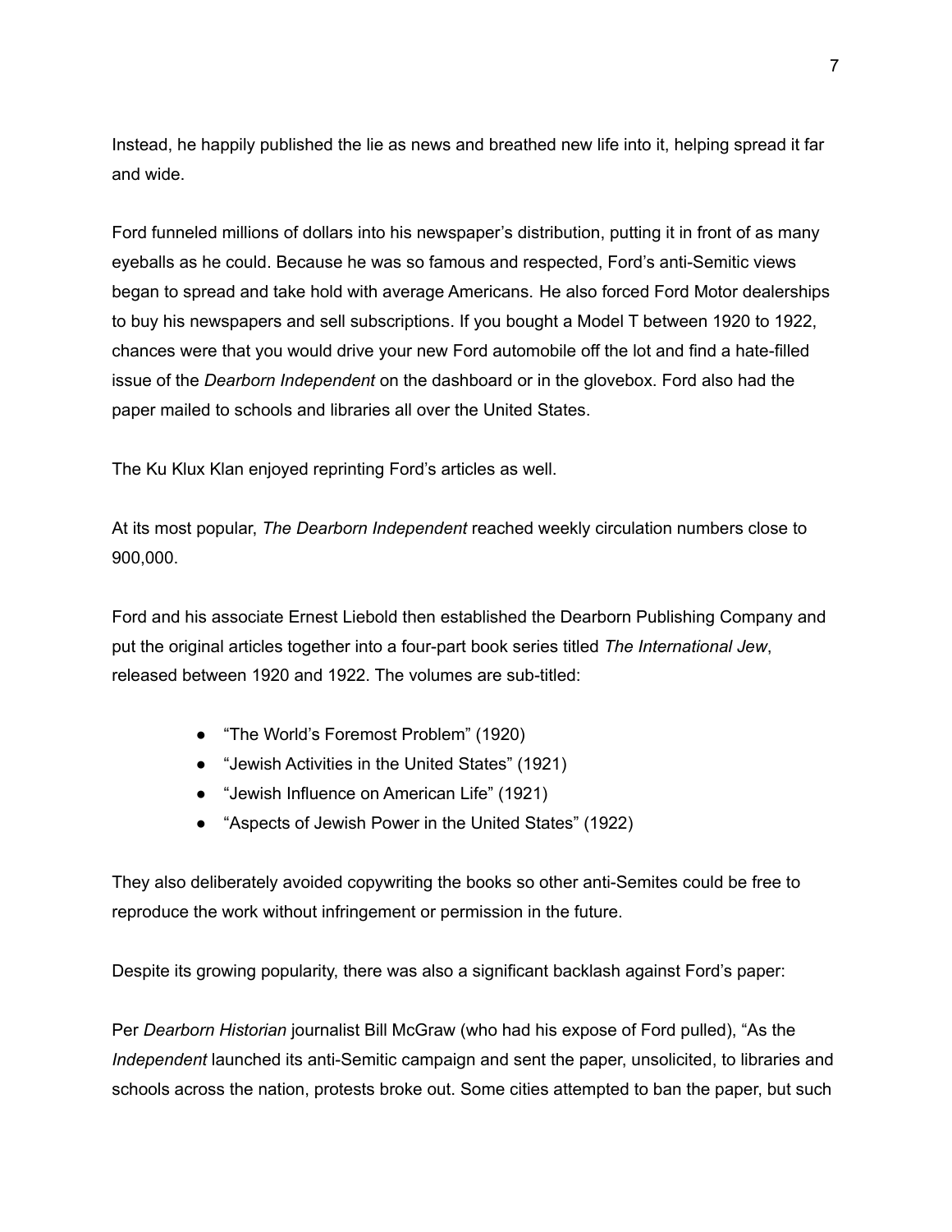Instead, he happily published the lie as news and breathed new life into it, helping spread it far and wide.

Ford funneled millions of dollars into his newspaper's distribution, putting it in front of as many eyeballs as he could. Because he was so famous and respected, Ford's anti-Semitic views began to spread and take hold with average Americans. He also forced Ford Motor dealerships to buy his newspapers and sell subscriptions. If you bought a Model T between 1920 to 1922, chances were that you would drive your new Ford automobile off the lot and find a hate-filled issue of the *Dearborn Independent* on the dashboard or in the glovebox. Ford also had the paper mailed to schools and libraries all over the United States.

The Ku Klux Klan enjoyed reprinting Ford's articles as well.

At its most popular, *The Dearborn Independent* reached weekly circulation numbers close to 900,000.

Ford and his associate Ernest Liebold then established the Dearborn Publishing Company and put the original articles together into a four-part book series titled *The International Jew*, released between 1920 and 1922. The volumes are sub-titled:

- "The World's Foremost Problem" (1920)
- "Jewish Activities in the United States" (1921)
- "Jewish Influence on American Life" (1921)
- "Aspects of Jewish Power in the United States" (1922)

They also deliberately avoided copywriting the books so other anti-Semites could be free to reproduce the work without infringement or permission in the future.

Despite its growing popularity, there was also a significant backlash against Ford's paper:

Per *Dearborn Historian* journalist Bill McGraw (who had his expose of Ford pulled), "As the *Independent* launched its anti-Semitic campaign and sent the paper, unsolicited, to libraries and schools across the nation, protests broke out. Some cities attempted to ban the paper, but such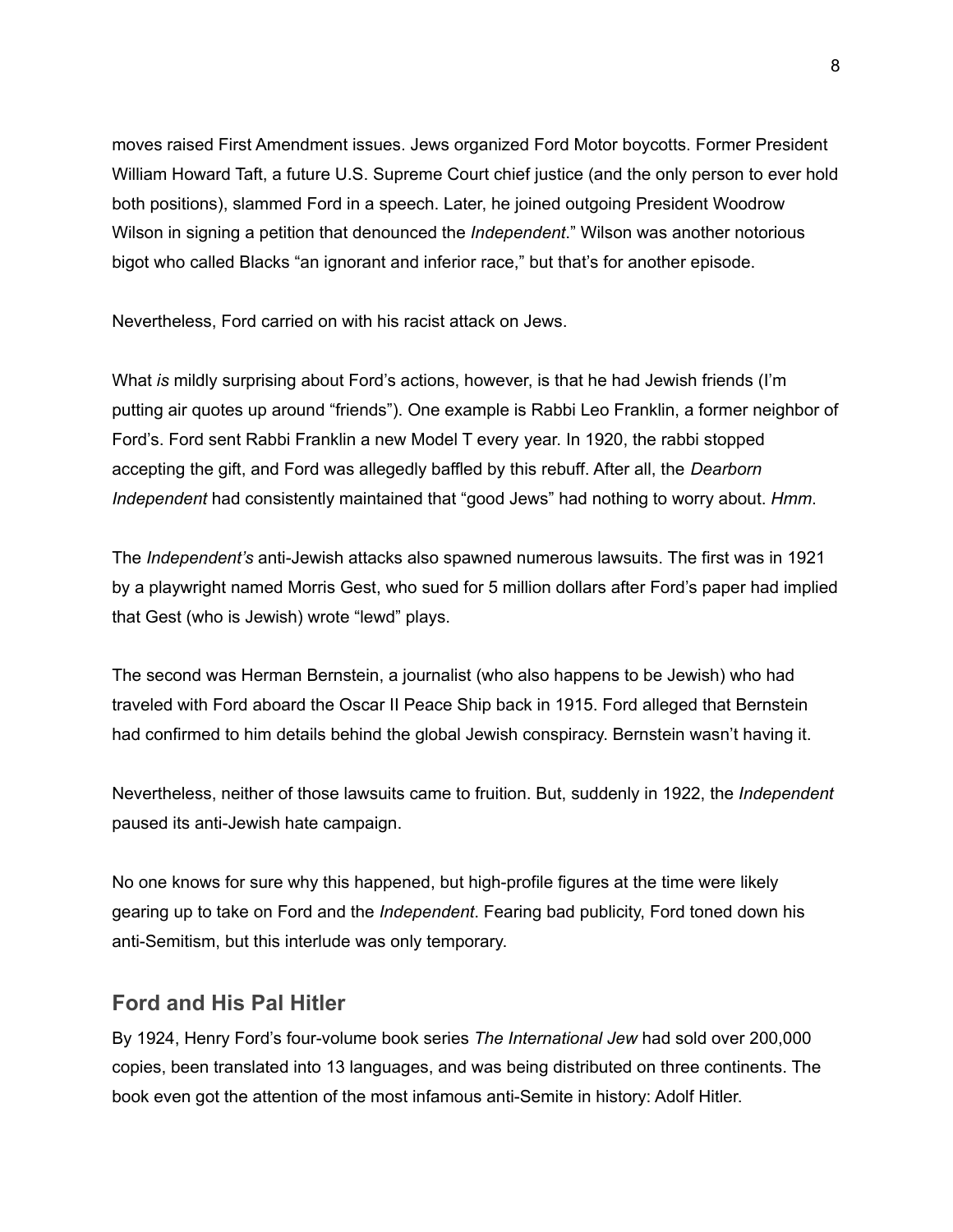moves raised First Amendment issues. Jews organized Ford Motor boycotts. Former President William Howard Taft, a future U.S. Supreme Court chief justice (and the only person to ever hold both positions), slammed Ford in a speech. Later, he joined outgoing President Woodrow Wilson in signing a petition that denounced the *Independent*." Wilson was another notorious bigot who called Blacks "an ignorant and inferior race," but that's for another episode.

Nevertheless, Ford carried on with his racist attack on Jews.

What *is* mildly surprising about Ford's actions, however, is that he had Jewish friends (I'm putting air quotes up around "friends"). One example is Rabbi Leo Franklin, a former neighbor of Ford's. Ford sent Rabbi Franklin a new Model T every year. In 1920, the rabbi stopped accepting the gift, and Ford was allegedly baffled by this rebuff. After all, the *Dearborn Independent* had consistently maintained that "good Jews" had nothing to worry about. *Hmm*.

The *Independent's* anti-Jewish attacks also spawned numerous lawsuits. The first was in 1921 by a playwright named Morris Gest, who sued for 5 million dollars after Ford's paper had implied that Gest (who is Jewish) wrote "lewd" plays.

The second was Herman Bernstein, a journalist (who also happens to be Jewish) who had traveled with Ford aboard the Oscar II Peace Ship back in 1915. Ford alleged that Bernstein had confirmed to him details behind the global Jewish conspiracy. Bernstein wasn't having it.

Nevertheless, neither of those lawsuits came to fruition. But, suddenly in 1922, the *Independent* paused its anti-Jewish hate campaign.

No one knows for sure why this happened, but high-profile figures at the time were likely gearing up to take on Ford and the *Independent*. Fearing bad publicity, Ford toned down his anti-Semitism, but this interlude was only temporary.

## Ford and His Pal Hitler

By 1924, Henry Ford's four-volume book series *The International Jew* had sold over 200,000 copies, been translated into 13 languages, and was being distributed on three continents. The book even got the attention of the most infamous anti-Semite in history: Adolf Hitler.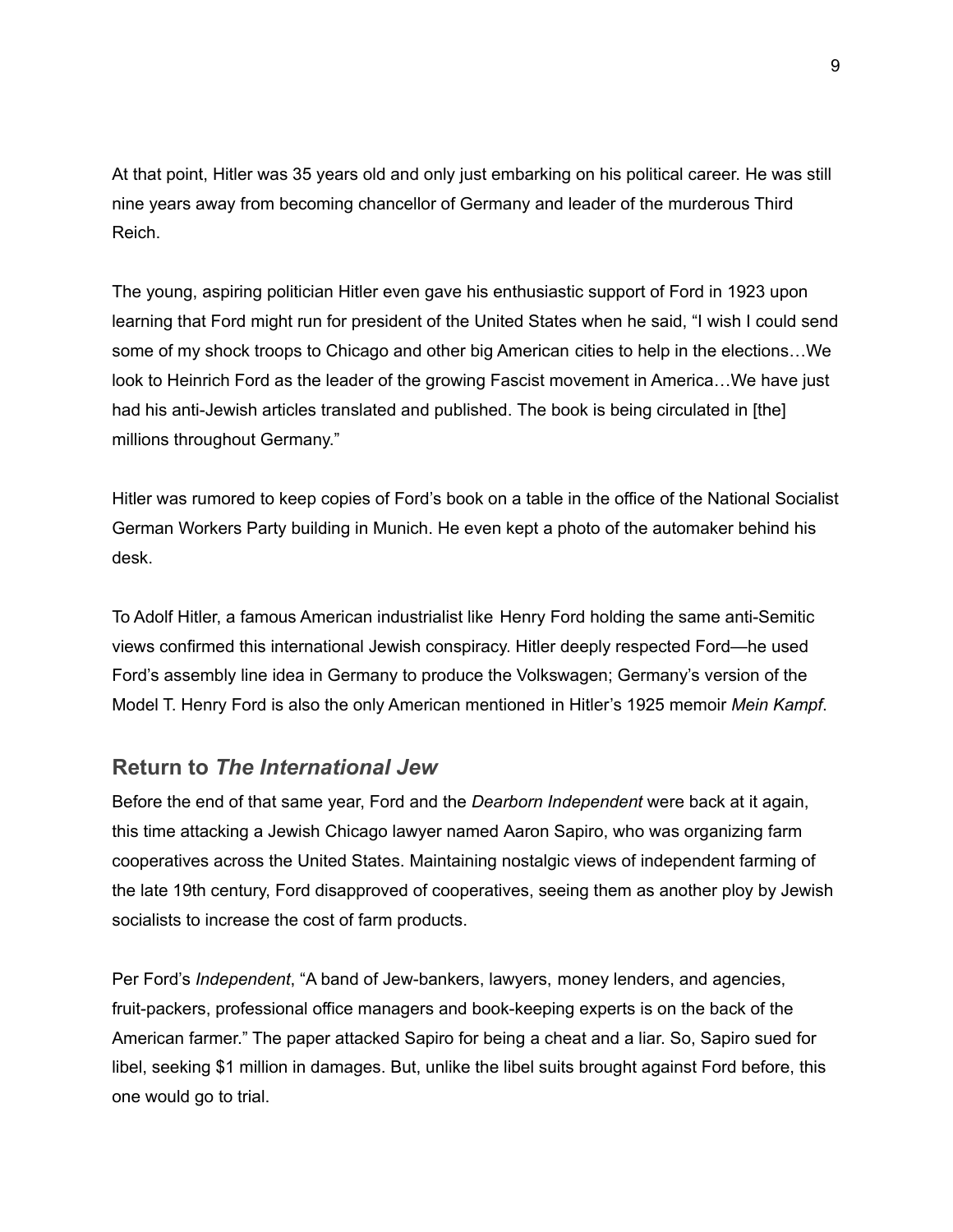At that point, Hitler was 35 years old and only just embarking on his political career. He was still nine years away from becoming chancellor of Germany and leader of the murderous Third Reich.

The young, aspiring politician Hitler even gave his enthusiastic support of Ford in 1923 upon learning that Ford might run for president of the United States when he said, "I wish I could send some of my shock troops to Chicago and other big American cities to help in the elections…We look to Heinrich Ford as the leader of the growing Fascist movement in America…We have just had his anti-Jewish articles translated and published. The book is being circulated in [the] millions throughout Germany."

Hitler was rumored to keep copies of Ford's book on a table in the office of the National Socialist German Workers Party building in Munich. He even kept a photo of the automaker behind his desk.

To Adolf Hitler, a famous American industrialist like Henry Ford holding the same anti-Semitic views confirmed this international Jewish conspiracy. Hitler deeply respected Ford—he used Ford's assembly line idea in Germany to produce the Volkswagen; Germany's version of the Model T. Henry Ford is also the only American mentioned in Hitler's 1925 memoir *Mein Kampf*.

## Return to *The International Jew*

Before the end of that same year, Ford and the *Dearborn Independent* were back at it again, this time attacking a Jewish Chicago lawyer named Aaron Sapiro, who was organizing farm cooperatives across the United States. Maintaining nostalgic views of independent farming of the late 19th century, Ford disapproved of cooperatives, seeing them as another ploy by Jewish socialists to increase the cost of farm products.

Per Ford's *Independent*, "A band of Jew-bankers, lawyers, money lenders, and agencies, fruit-packers, professional office managers and book-keeping experts is on the back of the American farmer." The paper attacked Sapiro for being a cheat and a liar. So, Sapiro sued for libel, seeking $1 million in damages. But, unlike the libel suits brought against Ford before, this one would go to trial.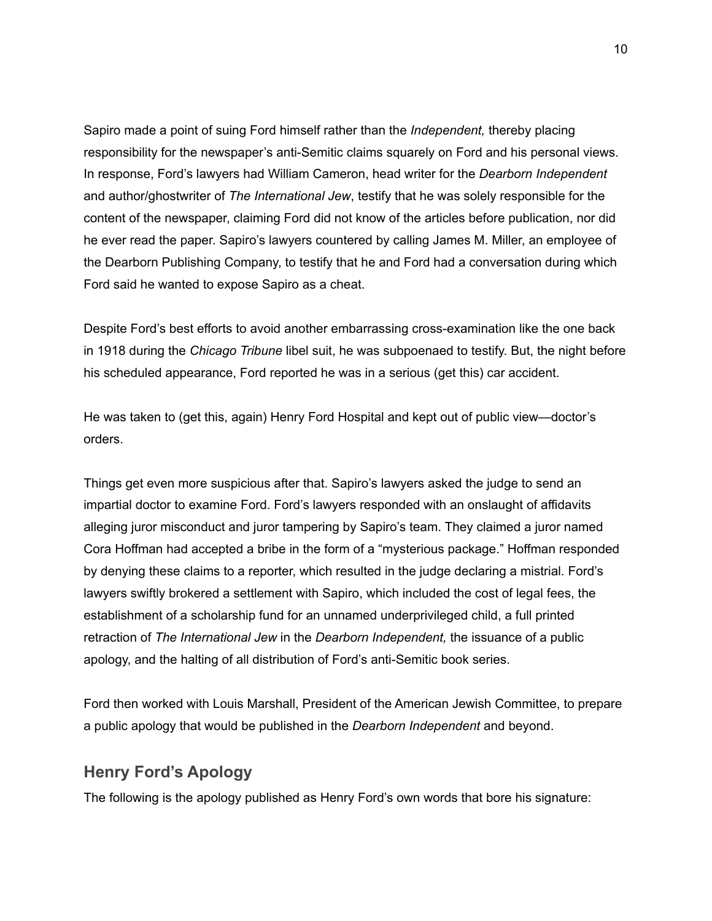Sapiro made a point of suing Ford himself rather than the *Independent,* thereby placing responsibility for the newspaper's anti-Semitic claims squarely on Ford and his personal views. In response, Ford's lawyers had William Cameron, head writer for the *Dearborn Independent* and author/ghostwriter of *The International Jew*, testify that he was solely responsible for the content of the newspaper, claiming Ford did not know of the articles before publication, nor did he ever read the paper. Sapiro's lawyers countered by calling James M. Miller, an employee of the Dearborn Publishing Company, to testify that he and Ford had a conversation during which Ford said he wanted to expose Sapiro as a cheat.

Despite Ford's best efforts to avoid another embarrassing cross-examination like the one back in 1918 during the *Chicago Tribune* libel suit, he was subpoenaed to testify. But, the night before his scheduled appearance, Ford reported he was in a serious (get this) car accident.

He was taken to (get this, again) Henry Ford Hospital and kept out of public view—doctor's orders.

Things get even more suspicious after that. Sapiro's lawyers asked the judge to send an impartial doctor to examine Ford. Ford's lawyers responded with an onslaught of affidavits alleging juror misconduct and juror tampering by Sapiro's team. They claimed a juror named Cora Hoffman had accepted a bribe in the form of a "mysterious package." Hoffman responded by denying these claims to a reporter, which resulted in the judge declaring a mistrial. Ford's lawyers swiftly brokered a settlement with Sapiro, which included the cost of legal fees, the establishment of a scholarship fund for an unnamed underprivileged child, a full printed retraction of *The International Jew* in the *Dearborn Independent,* the issuance of a public apology, and the halting of all distribution of Ford's anti-Semitic book series.

Ford then worked with Louis Marshall, President of the American Jewish Committee, to prepare a public apology that would be published in the *Dearborn Independent* and beyond.

## Henry Ford's Apology

The following is the apology published as Henry Ford's own words that bore his signature: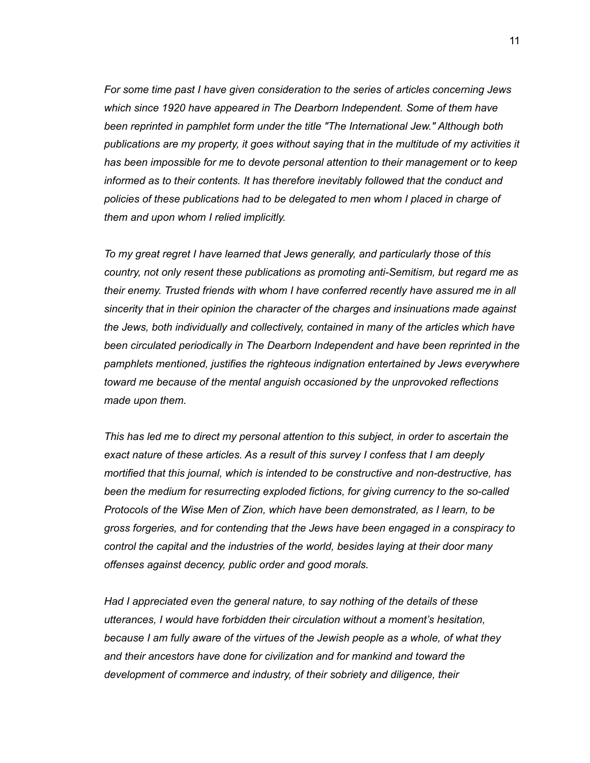*For some time past I have given consideration to the series of articles concerning Jews which since 1920 have appeared in The Dearborn Independent. Some of them have been reprinted in pamphlet form under the title "The International Jew." Although both publications are my property, it goes without saying that in the multitude of my activities it has been impossible for me to devote personal attention to their management or to keep informed as to their contents. It has therefore inevitably followed that the conduct and policies of these publications had to be delegated to men whom I placed in charge of them and upon whom I relied implicitly.*

*To my great regret I have learned that Jews generally, and particularly those of this country, not only resent these publications as promoting anti-Semitism, but regard me as their enemy. Trusted friends with whom I have conferred recently have assured me in all sincerity that in their opinion the character of the charges and insinuations made against the Jews, both individually and collectively, contained in many of the articles which have been circulated periodically in The Dearborn Independent and have been reprinted in the pamphlets mentioned, justifies the righteous indignation entertained by Jews everywhere toward me because of the mental anguish occasioned by the unprovoked reflections made upon them.*

*This has led me to direct my personal attention to this subject, in order to ascertain the exact nature of these articles. As a result of this survey I confess that I am deeply mortified that this journal, which is intended to be constructive and non-destructive, has been the medium for resurrecting exploded fictions, for giving currency to the so-called Protocols of the Wise Men of Zion, which have been demonstrated, as I learn, to be gross forgeries, and for contending that the Jews have been engaged in a conspiracy to control the capital and the industries of the world, besides laying at their door many offenses against decency, public order and good morals.*

*Had I appreciated even the general nature, to say nothing of the details of these utterances, I would have forbidden their circulation without a moment's hesitation, because I am fully aware of the virtues of the Jewish people as a whole, of what they and their ancestors have done for civilization and for mankind and toward the development of commerce and industry, of their sobriety and diligence, their*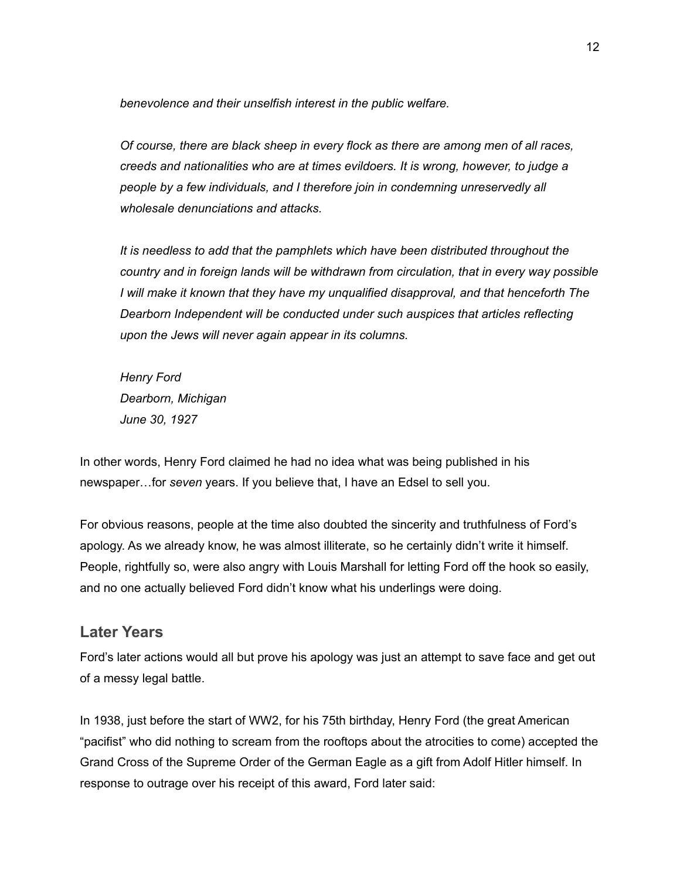*benevolence and their unselfish interest in the public welfare.*

*Of course, there are black sheep in every flock as there are among men of all races, creeds and nationalities who are at times evildoers. It is wrong, however, to judge a people by a few individuals, and I therefore join in condemning unreservedly all wholesale denunciations and attacks.*

*It is needless to add that the pamphlets which have been distributed throughout the country and in foreign lands will be withdrawn from circulation, that in every way possible I will make it known that they have my unqualified disapproval, and that henceforth The Dearborn Independent will be conducted under such auspices that articles reflecting upon the Jews will never again appear in its columns.*

*Henry Ford*
*Dearborn, Michigan*
*June 30, 1927*

In other words, Henry Ford claimed he had no idea what was being published in his newspaper…for *seven* years. If you believe that, I have an Edsel to sell you.

For obvious reasons, people at the time also doubted the sincerity and truthfulness of Ford's apology. As we already know, he was almost illiterate, so he certainly didn't write it himself. People, rightfully so, were also angry with Louis Marshall for letting Ford off the hook so easily, and no one actually believed Ford didn't know what his underlings were doing.

## Later Years

Ford's later actions would all but prove his apology was just an attempt to save face and get out of a messy legal battle.

In 1938, just before the start of WW2, for his 75th birthday, Henry Ford (the great American "pacifist" who did nothing to scream from the rooftops about the atrocities to come) accepted the Grand Cross of the Supreme Order of the German Eagle as a gift from Adolf Hitler himself. In response to outrage over his receipt of this award, Ford later said: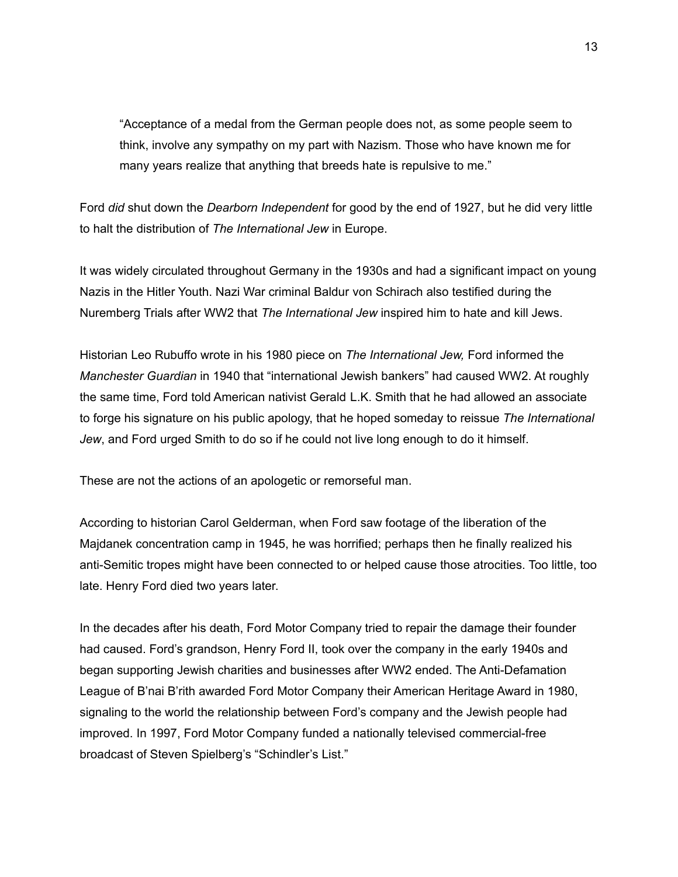> "Acceptance of a medal from the German people does not, as some people seem to think, involve any sympathy on my part with Nazism. Those who have known me for many years realize that anything that breeds hate is repulsive to me."

Ford *did* shut down the *Dearborn Independent* for good by the end of 1927, but he did very little to halt the distribution of *The International Jew* in Europe.

It was widely circulated throughout Germany in the 1930s and had a significant impact on young Nazis in the Hitler Youth. Nazi War criminal Baldur von Schirach also testified during the Nuremberg Trials after WW2 that *The International Jew* inspired him to hate and kill Jews.

Historian Leo Rubuffo wrote in his 1980 piece on *The International Jew,* Ford informed the *Manchester Guardian* in 1940 that "international Jewish bankers" had caused WW2. At roughly the same time, Ford told American nativist Gerald L.K. Smith that he had allowed an associate to forge his signature on his public apology, that he hoped someday to reissue *The International Jew*, and Ford urged Smith to do so if he could not live long enough to do it himself.

These are not the actions of an apologetic or remorseful man.

According to historian Carol Gelderman, when Ford saw footage of the liberation of the Majdanek concentration camp in 1945, he was horrified; perhaps then he finally realized his anti-Semitic tropes might have been connected to or helped cause those atrocities. Too little, too late. Henry Ford died two years later.

In the decades after his death, Ford Motor Company tried to repair the damage their founder had caused. Ford's grandson, Henry Ford II, took over the company in the early 1940s and began supporting Jewish charities and businesses after WW2 ended. The Anti-Defamation League of B'nai B'rith awarded Ford Motor Company their American Heritage Award in 1980, signaling to the world the relationship between Ford's company and the Jewish people had improved. In 1997, Ford Motor Company funded a nationally televised commercial-free broadcast of Steven Spielberg's "Schindler's List."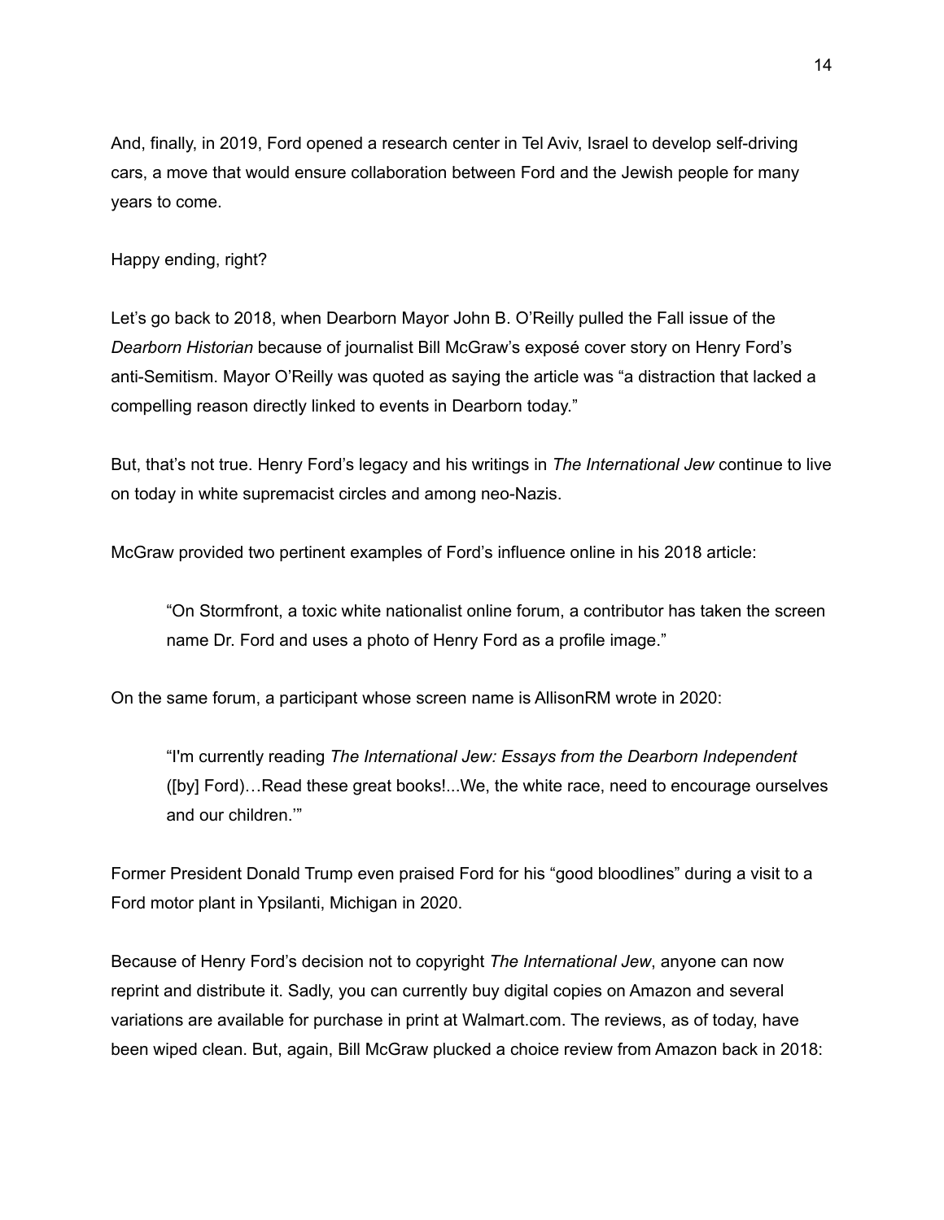And, finally, in 2019, Ford opened a research center in Tel Aviv, Israel to develop self-driving cars, a move that would ensure collaboration between Ford and the Jewish people for many years to come.

Happy ending, right?

Let's go back to 2018, when Dearborn Mayor John B. O'Reilly pulled the Fall issue of the *Dearborn Historian* because of journalist Bill McGraw's exposé cover story on Henry Ford's anti-Semitism. Mayor O'Reilly was quoted as saying the article was "a distraction that lacked a compelling reason directly linked to events in Dearborn today."

But, that's not true. Henry Ford's legacy and his writings in *The International Jew* continue to live on today in white supremacist circles and among neo-Nazis.

McGraw provided two pertinent examples of Ford's influence online in his 2018 article:

> "On Stormfront, a toxic white nationalist online forum, a contributor has taken the screen name Dr. Ford and uses a photo of Henry Ford as a profile image."

On the same forum, a participant whose screen name is AllisonRM wrote in 2020:

> "I'm currently reading *The International Jew: Essays from the Dearborn Independent* ([by] Ford)…Read these great books!...We, the white race, need to encourage ourselves and our children.'"

Former President Donald Trump even praised Ford for his "good bloodlines" during a visit to a Ford motor plant in Ypsilanti, Michigan in 2020.

Because of Henry Ford's decision not to copyright *The International Jew*, anyone can now reprint and distribute it. Sadly, you can currently buy digital copies on Amazon and several variations are available for purchase in print at Walmart.com. The reviews, as of today, have been wiped clean. But, again, Bill McGraw plucked a choice review from Amazon back in 2018: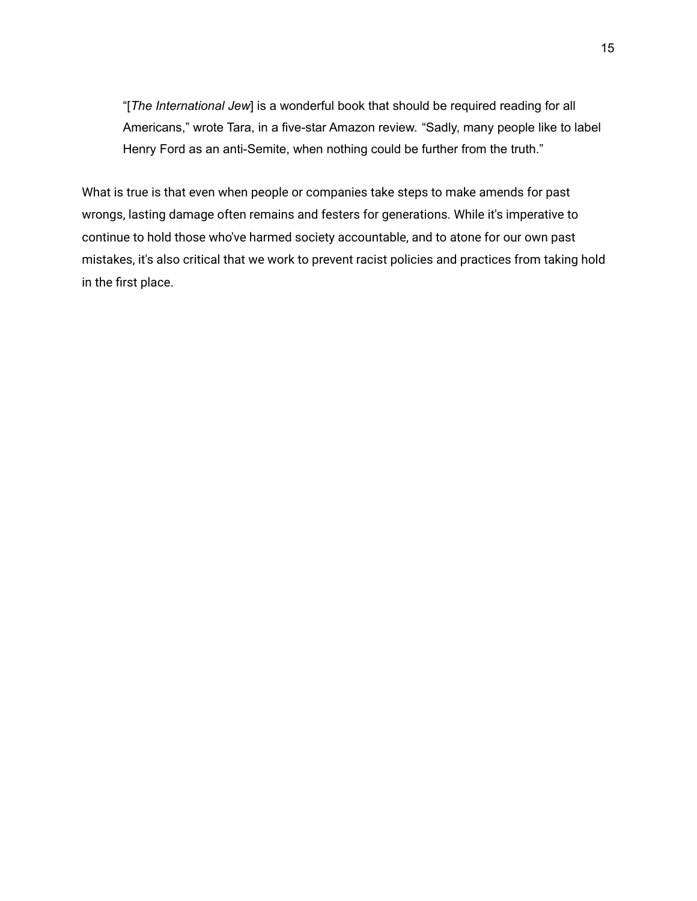> “[*The International Jew*] is a wonderful book that should be required reading for all Americans,” wrote Tara, in a five-star Amazon review. “Sadly, many people like to label Henry Ford as an anti-Semite, when nothing could be further from the truth.”

What is true is that even when people or companies take steps to make amends for past wrongs, lasting damage often remains and festers for generations. While it's imperative to continue to hold those who've harmed society accountable, and to atone for our own past mistakes, it's also critical that we work to prevent racist policies and practices from taking hold in the first place.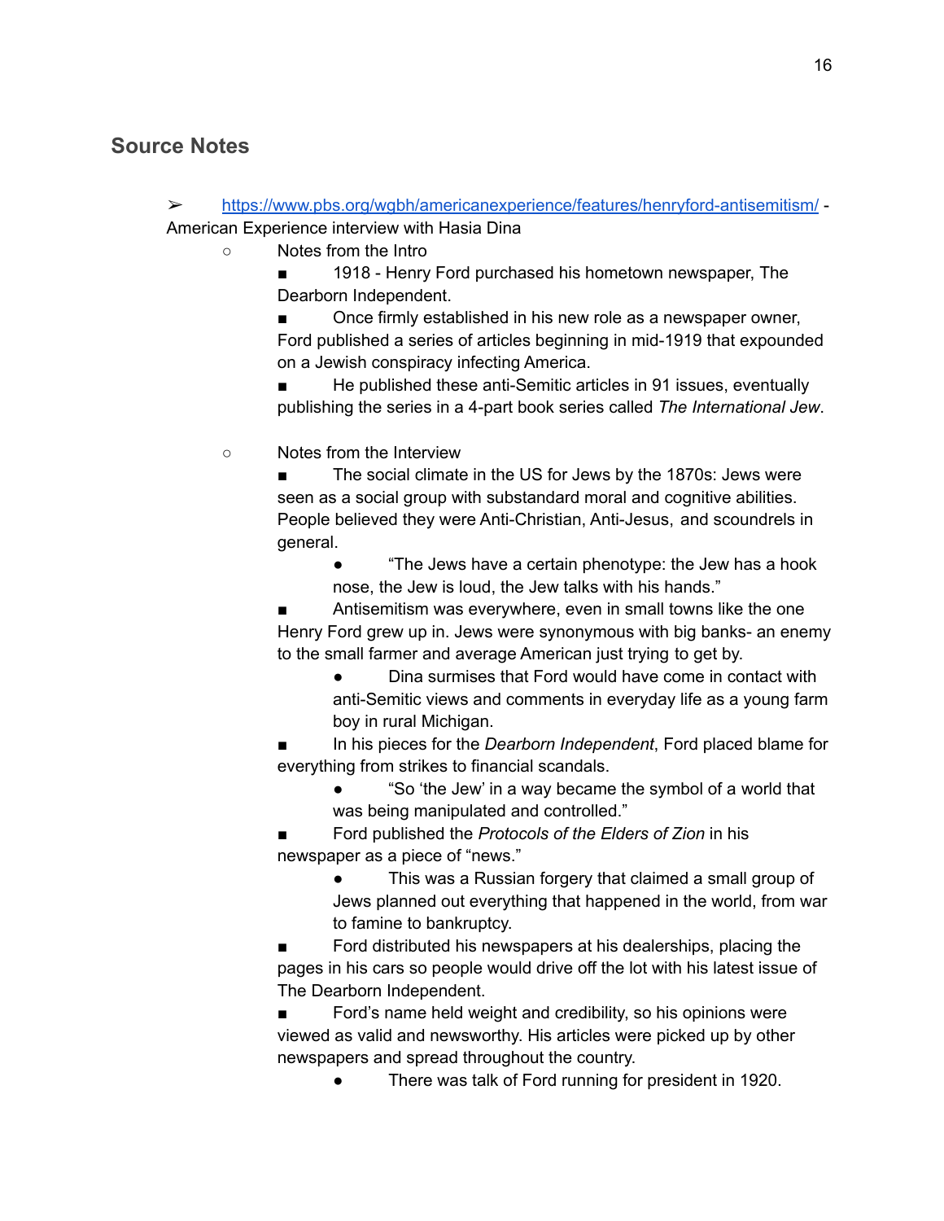## Source Notes

- https://www.pbs.org/wgbh/americanexperience/features/henryford-antisemitism/ - American Experience interview with Hasia Dina
    - Notes from the Intro
        - 1918 - Henry Ford purchased his hometown newspaper, The Dearborn Independent.
        - Once firmly established in his new role as a newspaper owner, Ford published a series of articles beginning in mid-1919 that expounded on a Jewish conspiracy infecting America.
        - He published these anti-Semitic articles in 91 issues, eventually publishing the series in a 4-part book series called *The International Jew*.
    - Notes from the Interview
        - The social climate in the US for Jews by the 1870s: Jews were seen as a social group with substandard moral and cognitive abilities. People believed they were Anti-Christian, Anti-Jesus, and scoundrels in general.
            - "The Jews have a certain phenotype: the Jew has a hook nose, the Jew is loud, the Jew talks with his hands."
        - Antisemitism was everywhere, even in small towns like the one Henry Ford grew up in. Jews were synonymous with big banks- an enemy to the small farmer and average American just trying to get by.
            - Dina surmises that Ford would have come in contact with anti-Semitic views and comments in everyday life as a young farm boy in rural Michigan.
        - In his pieces for the *Dearborn Independent*, Ford placed blame for everything from strikes to financial scandals.
            - "So 'the Jew' in a way became the symbol of a world that was being manipulated and controlled."
        - Ford published the *Protocols of the Elders of Zion* in his newspaper as a piece of "news."
            - This was a Russian forgery that claimed a small group of Jews planned out everything that happened in the world, from war to famine to bankruptcy.
        - Ford distributed his newspapers at his dealerships, placing the pages in his cars so people would drive off the lot with his latest issue of The Dearborn Independent.
        - Ford's name held weight and credibility, so his opinions were viewed as valid and newsworthy. His articles were picked up by other newspapers and spread throughout the country.
            - There was talk of Ford running for president in 1920.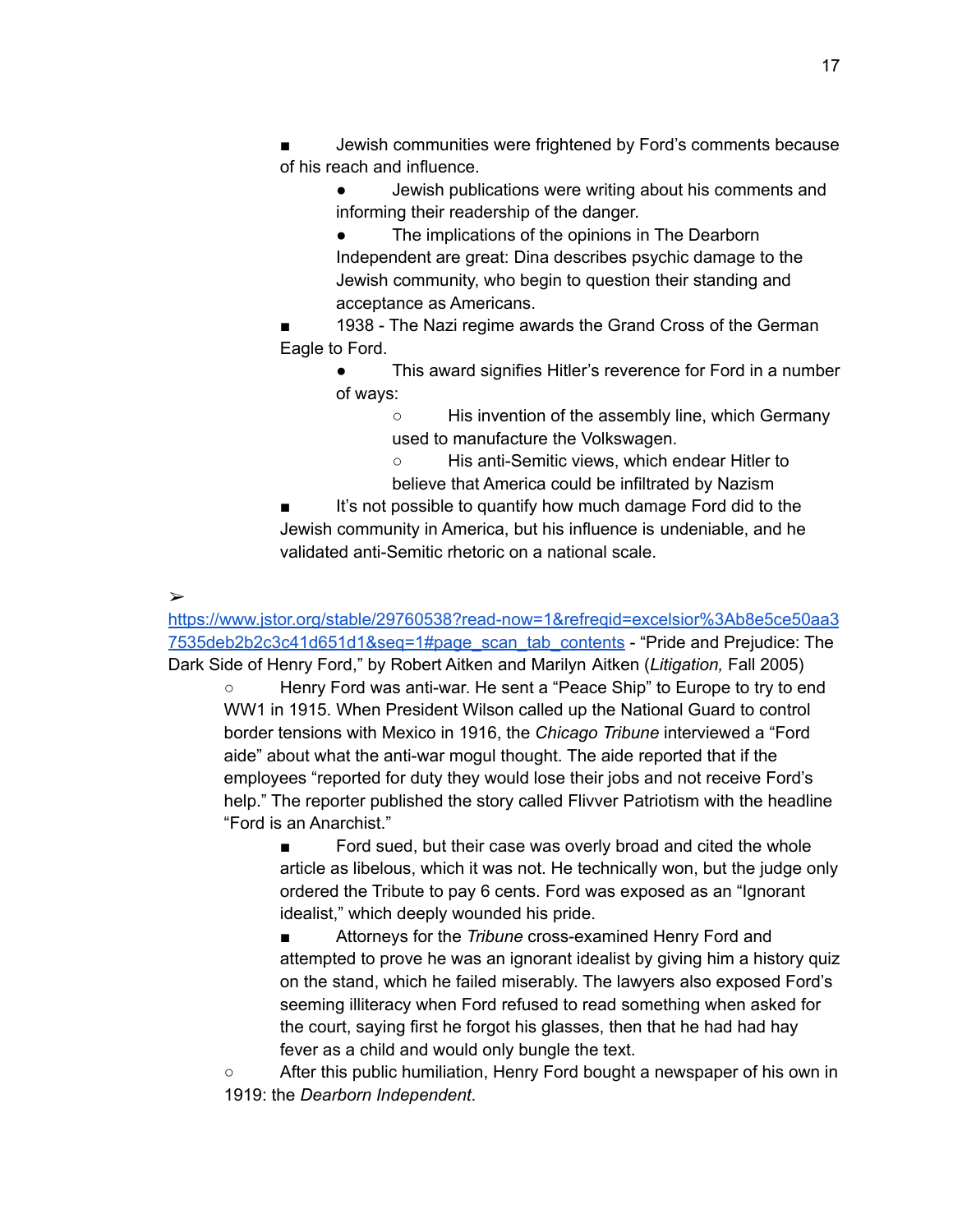- Jewish communities were frightened by Ford's comments because of his reach and influence.
        - Jewish publications were writing about his comments and informing their readership of the danger.
        - The implications of the opinions in The Dearborn Independent are great: Dina describes psychic damage to the Jewish community, who begin to question their standing and acceptance as Americans.
      - 1938 - The Nazi regime awards the Grand Cross of the German Eagle to Ford.
        - This award signifies Hitler's reverence for Ford in a number of ways:
          - His invention of the assembly line, which Germany used to manufacture the Volkswagen.
          - His anti-Semitic views, which endear Hitler to believe that America could be infiltrated by Nazism
      - It's not possible to quantify how much damage Ford did to the Jewish community in America, but his influence is undeniable, and he validated anti-Semitic rhetoric on a national scale.

➢ [https://www.jstor.org/stable/29760538?read-now=1&refreqid=excelsior%3Ab8e5ce50aa37535deb2b2c3c41d651d1&seq=1#page_scan_tab_contents](https://www.jstor.org/stable/29760538?read-now=1&refreqid=excelsior%3Ab8e5ce50aa37535deb2b2c3c41d651d1&seq=1#page_scan_tab_contents) - "Pride and Prejudice: The Dark Side of Henry Ford," by Robert Aitken and Marilyn Aitken (*Litigation,* Fall 2005)

  - Henry Ford was anti-war. He sent a "Peace Ship" to Europe to try to end WW1 in 1915. When President Wilson called up the National Guard to control border tensions with Mexico in 1916, the *Chicago Tribune* interviewed a "Ford aide" about what the anti-war mogul thought. The aide reported that if the employees "reported for duty they would lose their jobs and not receive Ford's help." The reporter published the story called Flivver Patriotism with the headline "Ford is an Anarchist."
    - Ford sued, but their case was overly broad and cited the whole article as libelous, which it was not. He technically won, but the judge only ordered the Tribute to pay 6 cents. Ford was exposed as an "Ignorant idealist," which deeply wounded his pride.
    - Attorneys for the *Tribune* cross-examined Henry Ford and attempted to prove he was an ignorant idealist by giving him a history quiz on the stand, which he failed miserably. The lawyers also exposed Ford's seeming illiteracy when Ford refused to read something when asked for the court, saying first he forgot his glasses, then that he had had hay fever as a child and would only bungle the text.
  - After this public humiliation, Henry Ford bought a newspaper of his own in 1919: the *Dearborn Independent*.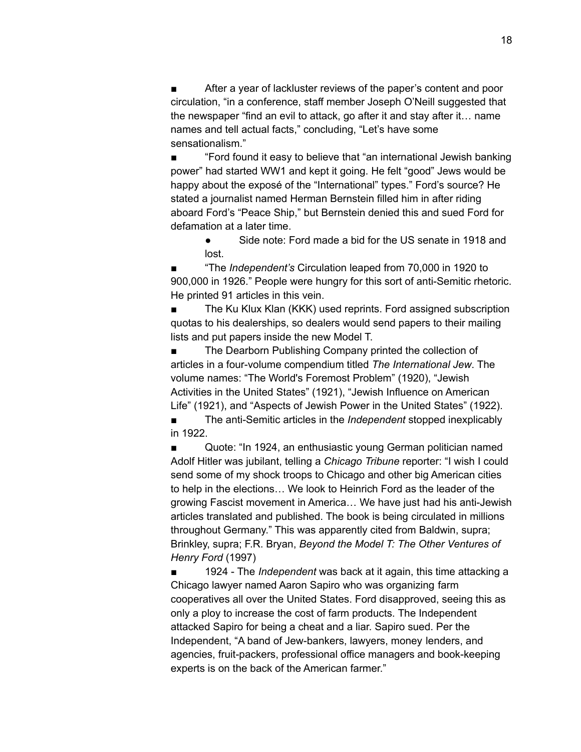- After a year of lackluster reviews of the paper's content and poor circulation, "in a conference, staff member Joseph O'Neill suggested that the newspaper "find an evil to attack, go after it and stay after it… name names and tell actual facts," concluding, "Let's have some sensationalism."
- "Ford found it easy to believe that "an international Jewish banking power" had started WW1 and kept it going. He felt "good" Jews would be happy about the exposé of the "International" types." Ford's source? He stated a journalist named Herman Bernstein filled him in after riding aboard Ford's "Peace Ship," but Bernstein denied this and sued Ford for defamation at a later time.
    - Side note: Ford made a bid for the US senate in 1918 and lost.
- "The *Independent's* Circulation leaped from 70,000 in 1920 to 900,000 in 1926." People were hungry for this sort of anti-Semitic rhetoric. He printed 91 articles in this vein.
- The Ku Klux Klan (KKK) used reprints. Ford assigned subscription quotas to his dealerships, so dealers would send papers to their mailing lists and put papers inside the new Model T.
- The Dearborn Publishing Company printed the collection of articles in a four-volume compendium titled *The International Jew*. The volume names: "The World's Foremost Problem" (1920), "Jewish Activities in the United States" (1921), "Jewish Influence on American Life" (1921), and "Aspects of Jewish Power in the United States" (1922).
- The anti-Semitic articles in the *Independent* stopped inexplicably in 1922.
- Quote: "In 1924, an enthusiastic young German politician named Adolf Hitler was jubilant, telling a *Chicago Tribune* reporter: "I wish I could send some of my shock troops to Chicago and other big American cities to help in the elections… We look to Heinrich Ford as the leader of the growing Fascist movement in America… We have just had his anti-Jewish articles translated and published. The book is being circulated in millions throughout Germany." This was apparently cited from Baldwin, supra; Brinkley, supra; F.R. Bryan, *Beyond the Model T: The Other Ventures of Henry Ford* (1997)
- 1924 - The *Independent* was back at it again, this time attacking a Chicago lawyer named Aaron Sapiro who was organizing farm cooperatives all over the United States. Ford disapproved, seeing this as only a ploy to increase the cost of farm products. The Independent attacked Sapiro for being a cheat and a liar. Sapiro sued. Per the Independent, "A band of Jew-bankers, lawyers, money lenders, and agencies, fruit-packers, professional office managers and book-keeping experts is on the back of the American farmer."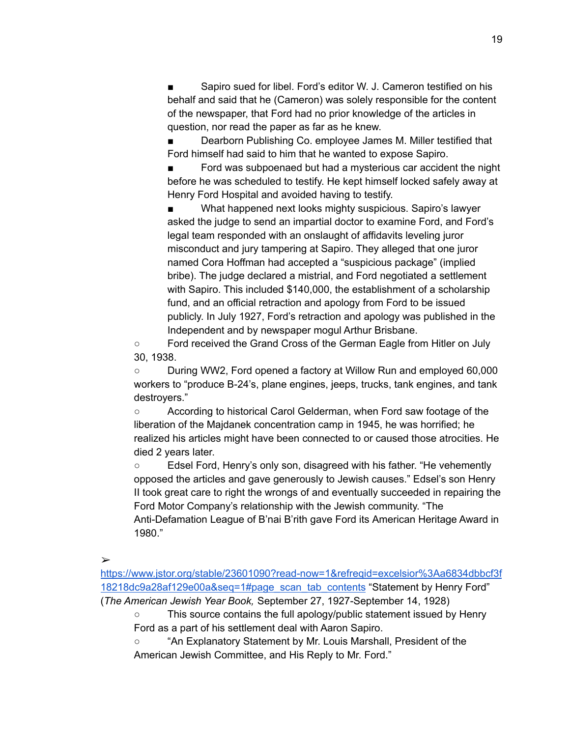- Sapiro sued for libel. Ford's editor W. J. Cameron testified on his behalf and said that he (Cameron) was solely responsible for the content of the newspaper, that Ford had no prior knowledge of the articles in question, nor read the paper as far as he knew.
        - Dearborn Publishing Co. employee James M. Miller testified that Ford himself had said to him that he wanted to expose Sapiro.
        - Ford was subpoenaed but had a mysterious car accident the night before he was scheduled to testify. He kept himself locked safely away at Henry Ford Hospital and avoided having to testify.
        - What happened next looks mighty suspicious. Sapiro's lawyer asked the judge to send an impartial doctor to examine Ford, and Ford's legal team responded with an onslaught of affidavits leveling juror misconduct and jury tampering at Sapiro. They alleged that one juror named Cora Hoffman had accepted a "suspicious package" (implied bribe). The judge declared a mistrial, and Ford negotiated a settlement with Sapiro. This included $140,000, the establishment of a scholarship fund, and an official retraction and apology from Ford to be issued publicly. In July 1927, Ford's retraction and apology was published in the Independent and by newspaper mogul Arthur Brisbane.
    - Ford received the Grand Cross of the German Eagle from Hitler on July 30, 1938.
    - During WW2, Ford opened a factory at Willow Run and employed 60,000 workers to "produce B-24's, plane engines, jeeps, trucks, tank engines, and tank destroyers."
    - According to historical Carol Gelderman, when Ford saw footage of the liberation of the Majdanek concentration camp in 1945, he was horrified; he realized his articles might have been connected to or caused those atrocities. He died 2 years later.
    - Edsel Ford, Henry's only son, disagreed with his father. "He vehemently opposed the articles and gave generously to Jewish causes." Edsel's son Henry II took great care to right the wrongs of and eventually succeeded in repairing the Ford Motor Company's relationship with the Jewish community. "The Anti-Defamation League of B'nai B'rith gave Ford its American Heritage Award in 1980."

➢ [https://www.jstor.org/stable/23601090?read-now=1&refreqid=excelsior%3Aa6834dbbcf3f18218dc9a28af129e00a&seq=1#page_scan_tab_contents](https://www.jstor.org/stable/23601090?read-now=1&refreqid=excelsior%3Aa6834dbbcf3f18218dc9a28af129e00a&seq=1#page_scan_tab_contents) "Statement by Henry Ford" (*The American Jewish Year Book,* September 27, 1927-September 14, 1928)
    - This source contains the full apology/public statement issued by Henry Ford as a part of his settlement deal with Aaron Sapiro.
    - "An Explanatory Statement by Mr. Louis Marshall, President of the American Jewish Committee, and His Reply to Mr. Ford."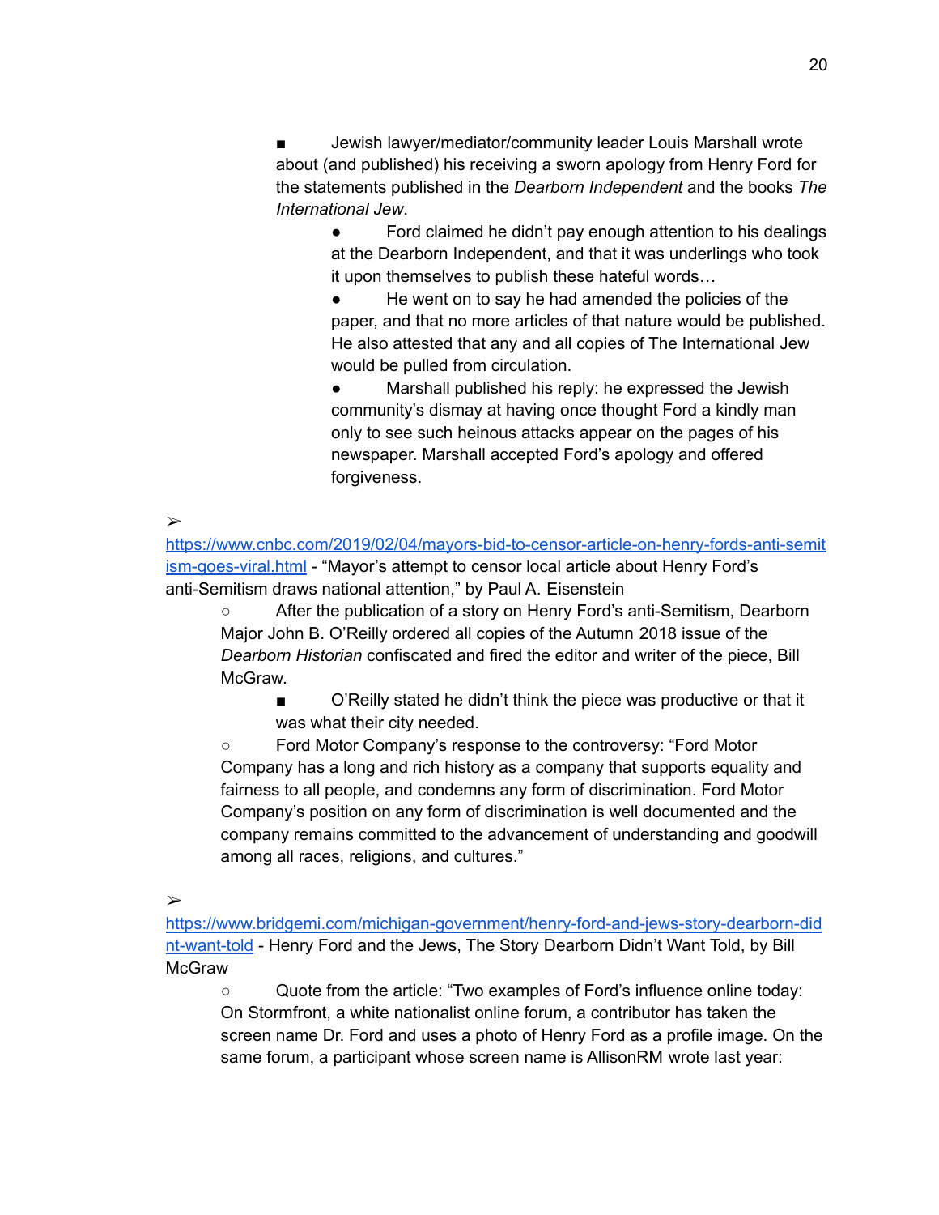- Jewish lawyer/mediator/community leader Louis Marshall wrote about (and published) his receiving a sworn apology from Henry Ford for the statements published in the *Dearborn Independent* and the books *The International Jew*.
            - Ford claimed he didn't pay enough attention to his dealings at the Dearborn Independent, and that it was underlings who took it upon themselves to publish these hateful words…
            - He went on to say he had amended the policies of the paper, and that no more articles of that nature would be published. He also attested that any and all copies of The International Jew would be pulled from circulation.
            - Marshall published his reply: he expressed the Jewish community's dismay at having once thought Ford a kindly man only to see such heinous attacks appear on the pages of his newspaper. Marshall accepted Ford's apology and offered forgiveness.

➢ [https://www.cnbc.com/2019/02/04/mayors-bid-to-censor-article-on-henry-fords-anti-semitism-goes-viral.html](https://www.cnbc.com/2019/02/04/mayors-bid-to-censor-article-on-henry-fords-anti-semitism-goes-viral.html) - "Mayor's attempt to censor local article about Henry Ford's anti-Semitism draws national attention," by Paul A. Eisenstein

- After the publication of a story on Henry Ford's anti-Semitism, Dearborn Major John B. O'Reilly ordered all copies of the Autumn 2018 issue of the *Dearborn Historian* confiscated and fired the editor and writer of the piece, Bill McGraw.
    - O'Reilly stated he didn't think the piece was productive or that it was what their city needed.
- Ford Motor Company's response to the controversy: "Ford Motor Company has a long and rich history as a company that supports equality and fairness to all people, and condemns any form of discrimination. Ford Motor Company's position on any form of discrimination is well documented and the company remains committed to the advancement of understanding and goodwill among all races, religions, and cultures."

➢ [https://www.bridgemi.com/michigan-government/henry-ford-and-jews-story-dearborn-didnt-want-told](https://www.bridgemi.com/michigan-government/henry-ford-and-jews-story-dearborn-didnt-want-told) - Henry Ford and the Jews, The Story Dearborn Didn't Want Told, by Bill McGraw

- Quote from the article: "Two examples of Ford's influence online today: On Stormfront, a white nationalist online forum, a contributor has taken the screen name Dr. Ford and uses a photo of Henry Ford as a profile image. On the same forum, a participant whose screen name is AllisonRM wrote last year: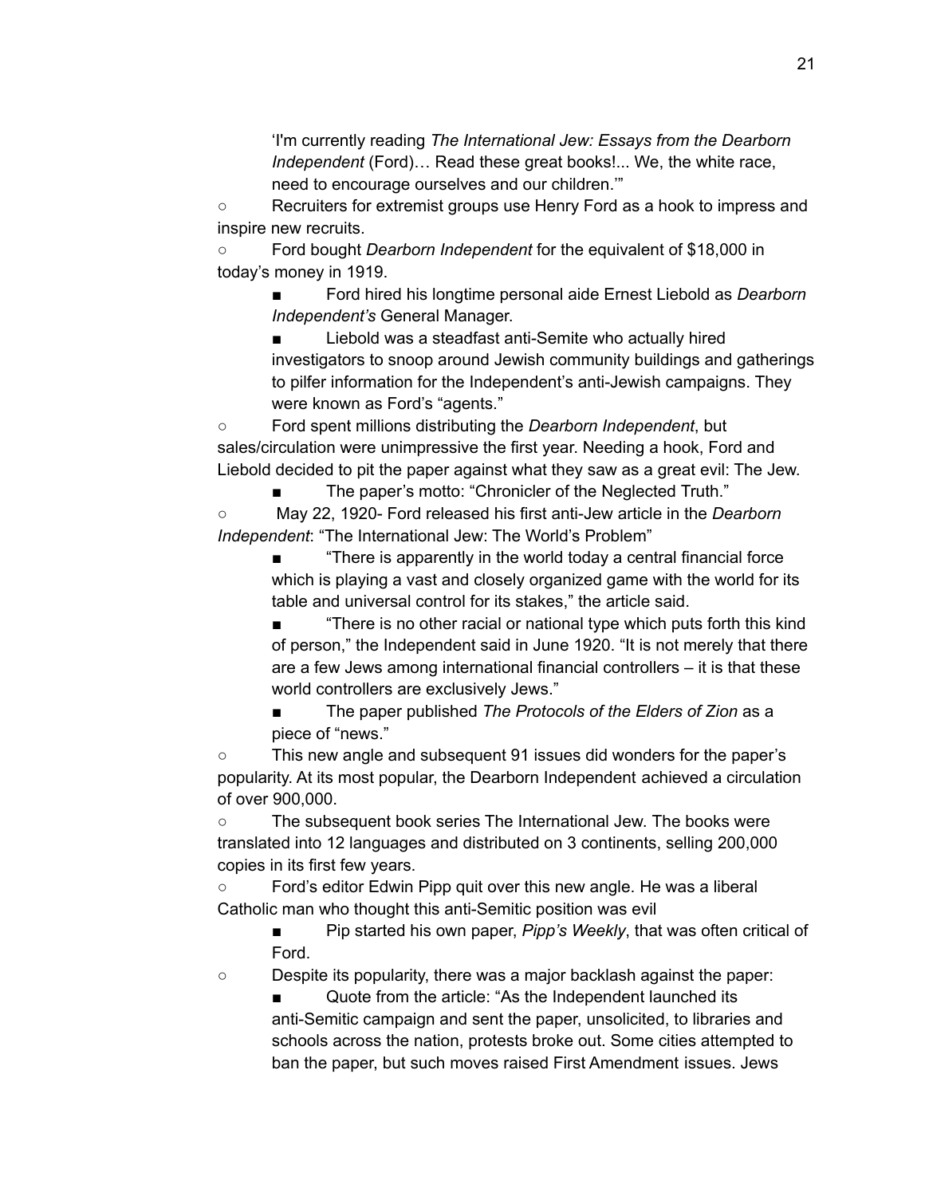'I'm currently reading *The International Jew: Essays from the Dearborn Independent* (Ford)… Read these great books!... We, the white race, need to encourage ourselves and our children.'"

- Recruiters for extremist groups use Henry Ford as a hook to impress and inspire new recruits.
- Ford bought *Dearborn Independent* for the equivalent of $18,000 in today's money in 1919.
  - Ford hired his longtime personal aide Ernest Liebold as *Dearborn Independent's* General Manager.
  - Liebold was a steadfast anti-Semite who actually hired investigators to snoop around Jewish community buildings and gatherings to pilfer information for the Independent's anti-Jewish campaigns. They were known as Ford's "agents."
- Ford spent millions distributing the *Dearborn Independent*, but sales/circulation were unimpressive the first year. Needing a hook, Ford and Liebold decided to pit the paper against what they saw as a great evil: The Jew.
  - The paper's motto: "Chronicler of the Neglected Truth."
- May 22, 1920- Ford released his first anti-Jew article in the *Dearborn Independent*: "The International Jew: The World's Problem"
  - "There is apparently in the world today a central financial force which is playing a vast and closely organized game with the world for its table and universal control for its stakes," the article said.
  - "There is no other racial or national type which puts forth this kind of person," the Independent said in June 1920. "It is not merely that there are a few Jews among international financial controllers – it is that these world controllers are exclusively Jews."
  - The paper published *The Protocols of the Elders of Zion* as a piece of "news."
- This new angle and subsequent 91 issues did wonders for the paper's popularity. At its most popular, the Dearborn Independent achieved a circulation of over 900,000.
- The subsequent book series The International Jew. The books were translated into 12 languages and distributed on 3 continents, selling 200,000 copies in its first few years.
- Ford's editor Edwin Pipp quit over this new angle. He was a liberal Catholic man who thought this anti-Semitic position was evil
  - Pip started his own paper, *Pipp's Weekly*, that was often critical of Ford.
- Despite its popularity, there was a major backlash against the paper:
  - Quote from the article: "As the Independent launched its anti-Semitic campaign and sent the paper, unsolicited, to libraries and schools across the nation, protests broke out. Some cities attempted to ban the paper, but such moves raised First Amendment issues. Jews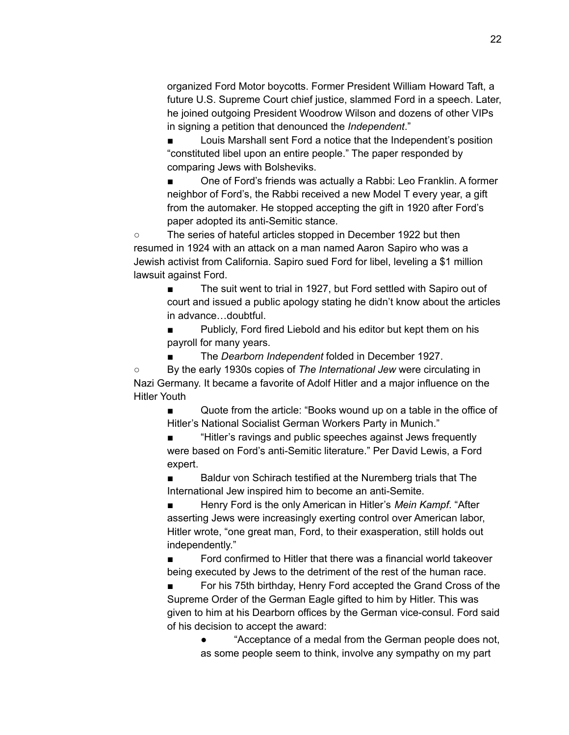organized Ford Motor boycotts. Former President William Howard Taft, a future U.S. Supreme Court chief justice, slammed Ford in a speech. Later, he joined outgoing President Woodrow Wilson and dozens of other VIPs in signing a petition that denounced the *Independent*."

- Louis Marshall sent Ford a notice that the Independent's position "constituted libel upon an entire people." The paper responded by comparing Jews with Bolsheviks.
- One of Ford's friends was actually a Rabbi: Leo Franklin. A former neighbor of Ford's, the Rabbi received a new Model T every year, a gift from the automaker. He stopped accepting the gift in 1920 after Ford's paper adopted its anti-Semitic stance.

- The series of hateful articles stopped in December 1922 but then resumed in 1924 with an attack on a man named Aaron Sapiro who was a Jewish activist from California. Sapiro sued Ford for libel, leveling a $1 million lawsuit against Ford.
    - The suit went to trial in 1927, but Ford settled with Sapiro out of court and issued a public apology stating he didn't know about the articles in advance…doubtful.
    - Publicly, Ford fired Liebold and his editor but kept them on his payroll for many years.
    - The *Dearborn Independent* folded in December 1927.
- By the early 1930s copies of *The International Jew* were circulating in Nazi Germany. It became a favorite of Adolf Hitler and a major influence on the Hitler Youth
    - Quote from the article: "Books wound up on a table in the office of Hitler's National Socialist German Workers Party in Munich."
    - "Hitler's ravings and public speeches against Jews frequently were based on Ford's anti-Semitic literature." Per David Lewis, a Ford expert.
    - Baldur von Schirach testified at the Nuremberg trials that The International Jew inspired him to become an anti-Semite.
    - Henry Ford is the only American in Hitler's *Mein Kampf*. "After asserting Jews were increasingly exerting control over American labor, Hitler wrote, "one great man, Ford, to their exasperation, still holds out independently."
    - Ford confirmed to Hitler that there was a financial world takeover being executed by Jews to the detriment of the rest of the human race.
    - For his 75th birthday, Henry Ford accepted the Grand Cross of the Supreme Order of the German Eagle gifted to him by Hitler. This was given to him at his Dearborn offices by the German vice-consul. Ford said of his decision to accept the award:
        - "Acceptance of a medal from the German people does not, as some people seem to think, involve any sympathy on my part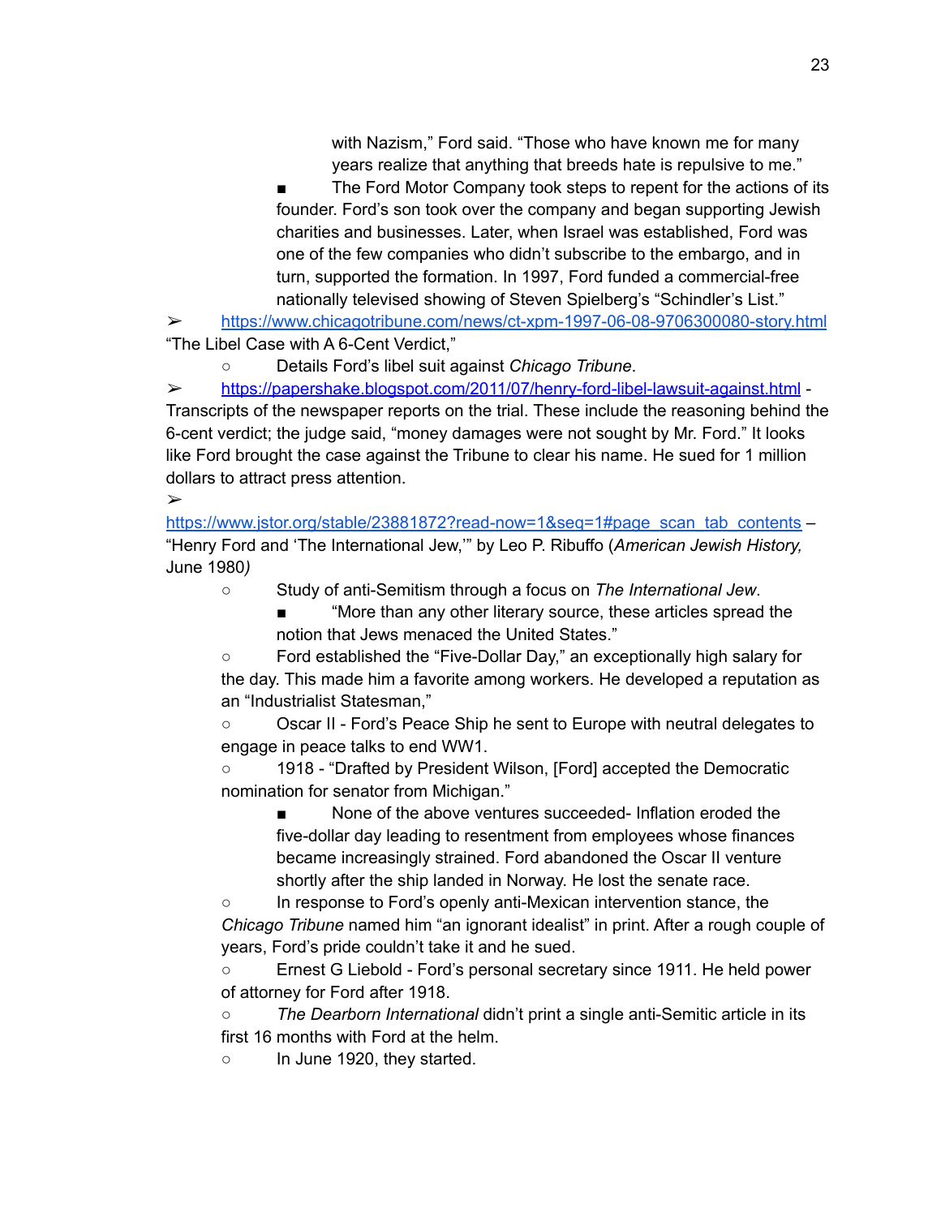with Nazism," Ford said. "Those who have known me for many years realize that anything that breeds hate is repulsive to me."

    - The Ford Motor Company took steps to repent for the actions of its founder. Ford's son took over the company and began supporting Jewish charities and businesses. Later, when Israel was established, Ford was one of the few companies who didn't subscribe to the embargo, and in turn, supported the formation. In 1997, Ford funded a commercial-free nationally televised showing of Steven Spielberg's "Schindler's List."

➢ [https://www.chicagotribune.com/news/ct-xpm-1997-06-08-9706300080-story.html](https://www.chicagotribune.com/news/ct-xpm-1997-06-08-9706300080-story.html) "The Libel Case with A 6-Cent Verdict,"

- Details Ford's libel suit against *Chicago Tribune*.

➢ [https://papershake.blogspot.com/2011/07/henry-ford-libel-lawsuit-against.html](https://papershake.blogspot.com/2011/07/henry-ford-libel-lawsuit-against.html) - Transcripts of the newspaper reports on the trial. These include the reasoning behind the 6-cent verdict; the judge said, "money damages were not sought by Mr. Ford." It looks like Ford brought the case against the Tribune to clear his name. He sued for 1 million dollars to attract press attention.

➢ [https://www.jstor.org/stable/23881872?read-now=1&seq=1#page_scan_tab_contents](https://www.jstor.org/stable/23881872?read-now=1&seq=1#page_scan_tab_contents) – "Henry Ford and 'The International Jew,'" by Leo P. Ribuffo (*American Jewish History,* June 1980*)*

- Study of anti-Semitism through a focus on *The International Jew*.
    - "More than any other literary source, these articles spread the notion that Jews menaced the United States."
- Ford established the "Five-Dollar Day," an exceptionally high salary for the day. This made him a favorite among workers. He developed a reputation as an "Industrialist Statesman,"
- Oscar II - Ford's Peace Ship he sent to Europe with neutral delegates to engage in peace talks to end WW1.
- 1918 - "Drafted by President Wilson, [Ford] accepted the Democratic nomination for senator from Michigan."
    - None of the above ventures succeeded- Inflation eroded the five-dollar day leading to resentment from employees whose finances became increasingly strained. Ford abandoned the Oscar II venture shortly after the ship landed in Norway. He lost the senate race.
- In response to Ford's openly anti-Mexican intervention stance, the *Chicago Tribune* named him "an ignorant idealist" in print. After a rough couple of years, Ford's pride couldn't take it and he sued.
- Ernest G Liebold - Ford's personal secretary since 1911. He held power of attorney for Ford after 1918.
- *The Dearborn International* didn't print a single anti-Semitic article in its first 16 months with Ford at the helm.
- In June 1920, they started.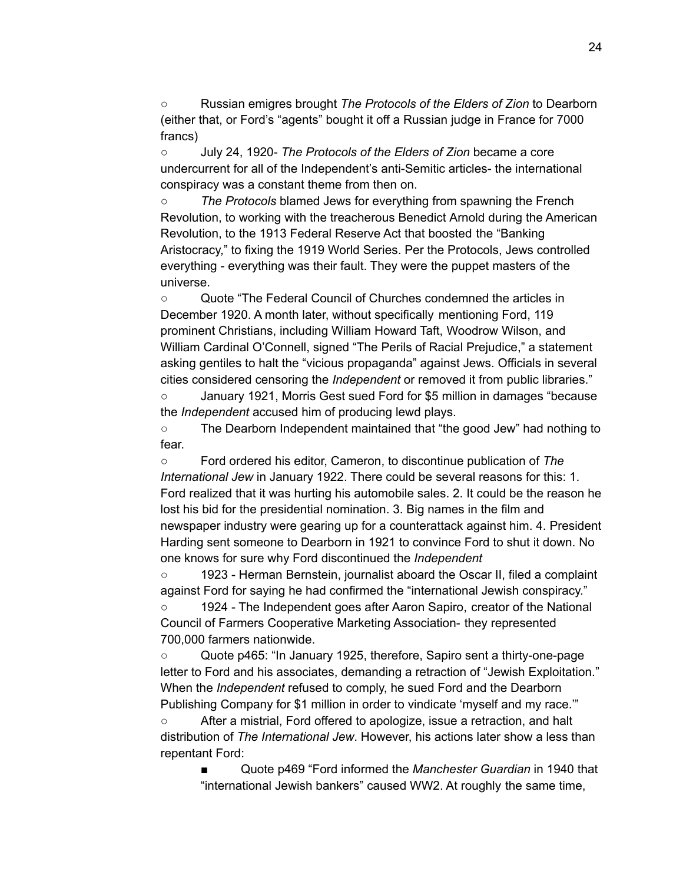- Russian emigres brought *The Protocols of the Elders of Zion* to Dearborn (either that, or Ford's "agents" bought it off a Russian judge in France for 7000 francs)
- July 24, 1920- *The Protocols of the Elders of Zion* became a core undercurrent for all of the Independent's anti-Semitic articles- the international conspiracy was a constant theme from then on.
- *The Protocols* blamed Jews for everything from spawning the French Revolution, to working with the treacherous Benedict Arnold during the American Revolution, to the 1913 Federal Reserve Act that boosted the "Banking Aristocracy," to fixing the 1919 World Series. Per the Protocols, Jews controlled everything - everything was their fault. They were the puppet masters of the universe.
- Quote "The Federal Council of Churches condemned the articles in December 1920. A month later, without specifically mentioning Ford, 119 prominent Christians, including William Howard Taft, Woodrow Wilson, and William Cardinal O'Connell, signed "The Perils of Racial Prejudice," a statement asking gentiles to halt the "vicious propaganda" against Jews. Officials in several cities considered censoring the *Independent* or removed it from public libraries."
- January 1921, Morris Gest sued Ford for $5 million in damages "because the *Independent* accused him of producing lewd plays.
- The Dearborn Independent maintained that "the good Jew" had nothing to fear.
- Ford ordered his editor, Cameron, to discontinue publication of *The International Jew* in January 1922. There could be several reasons for this: 1. Ford realized that it was hurting his automobile sales. 2. It could be the reason he lost his bid for the presidential nomination. 3. Big names in the film and newspaper industry were gearing up for a counterattack against him. 4. President Harding sent someone to Dearborn in 1921 to convince Ford to shut it down. No one knows for sure why Ford discontinued the *Independent*
- 1923 - Herman Bernstein, journalist aboard the Oscar II, filed a complaint against Ford for saying he had confirmed the "international Jewish conspiracy."
- 1924 - The Independent goes after Aaron Sapiro, creator of the National Council of Farmers Cooperative Marketing Association- they represented 700,000 farmers nationwide.
- Quote p465: "In January 1925, therefore, Sapiro sent a thirty-one-page letter to Ford and his associates, demanding a retraction of "Jewish Exploitation." When the *Independent* refused to comply, he sued Ford and the Dearborn Publishing Company for $1 million in order to vindicate 'myself and my race.'"
- After a mistrial, Ford offered to apologize, issue a retraction, and halt distribution of *The International Jew*. However, his actions later show a less than repentant Ford:
  - Quote p469 "Ford informed the *Manchester Guardian* in 1940 that "international Jewish bankers" caused WW2. At roughly the same time,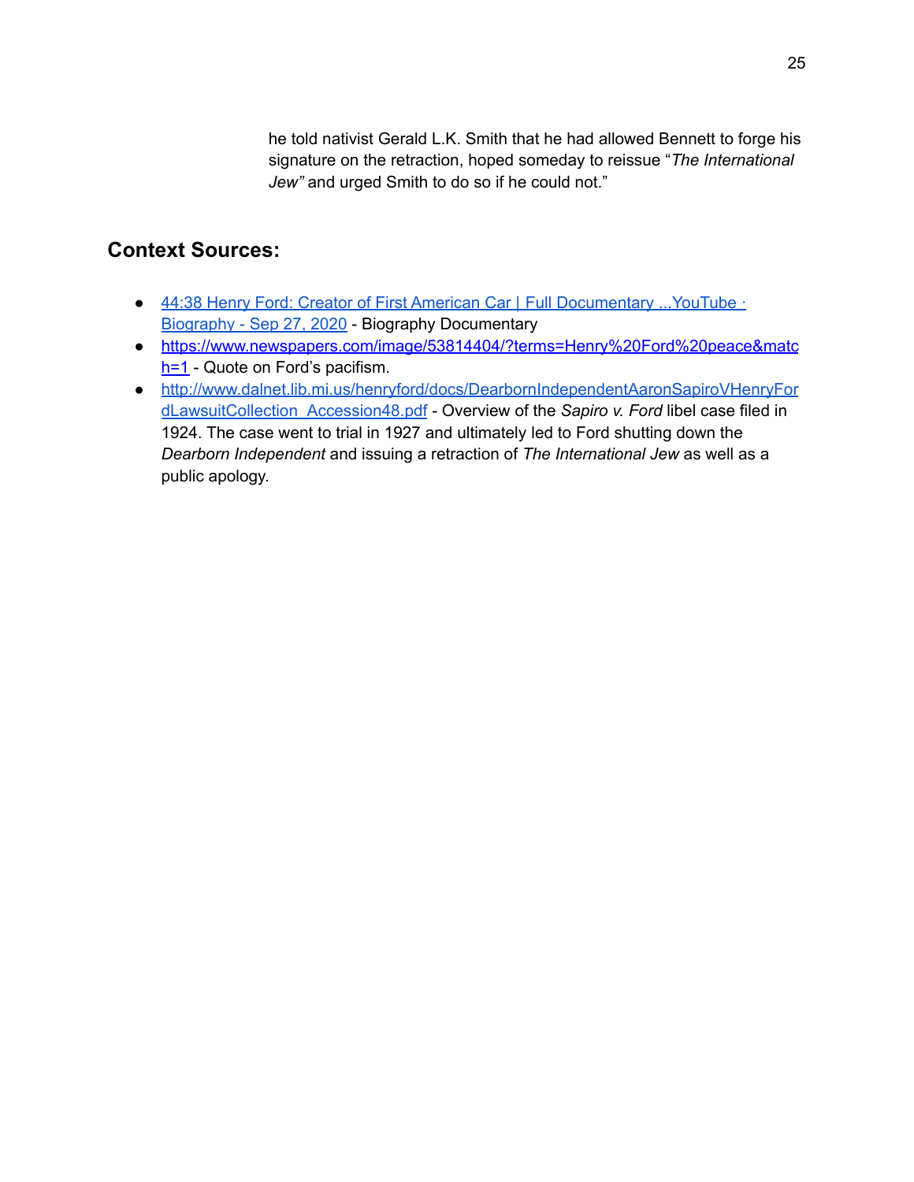he told nativist Gerald L.K. Smith that he had allowed Bennett to forge his signature on the retraction, hoped someday to reissue "*The International Jew"* and urged Smith to do so if he could not."

## Context Sources:

- 44:38 Henry Ford: Creator of First American Car | Full Documentary ...YouTube · Biography - Sep 27, 2020 - Biography Documentary
- https://www.newspapers.com/image/53814404/?terms=Henry%20Ford%20peace&match=1 - Quote on Ford's pacifism.
- http://www.dalnet.lib.mi.us/henryford/docs/DearbornIndependentAaronSapiroVHenryFordLawsuitCollection_Accession48.pdf - Overview of the *Sapiro v. Ford* libel case filed in 1924. The case went to trial in 1927 and ultimately led to Ford shutting down the *Dearborn Independent* and issuing a retraction of *The International Jew* as well as a public apology.